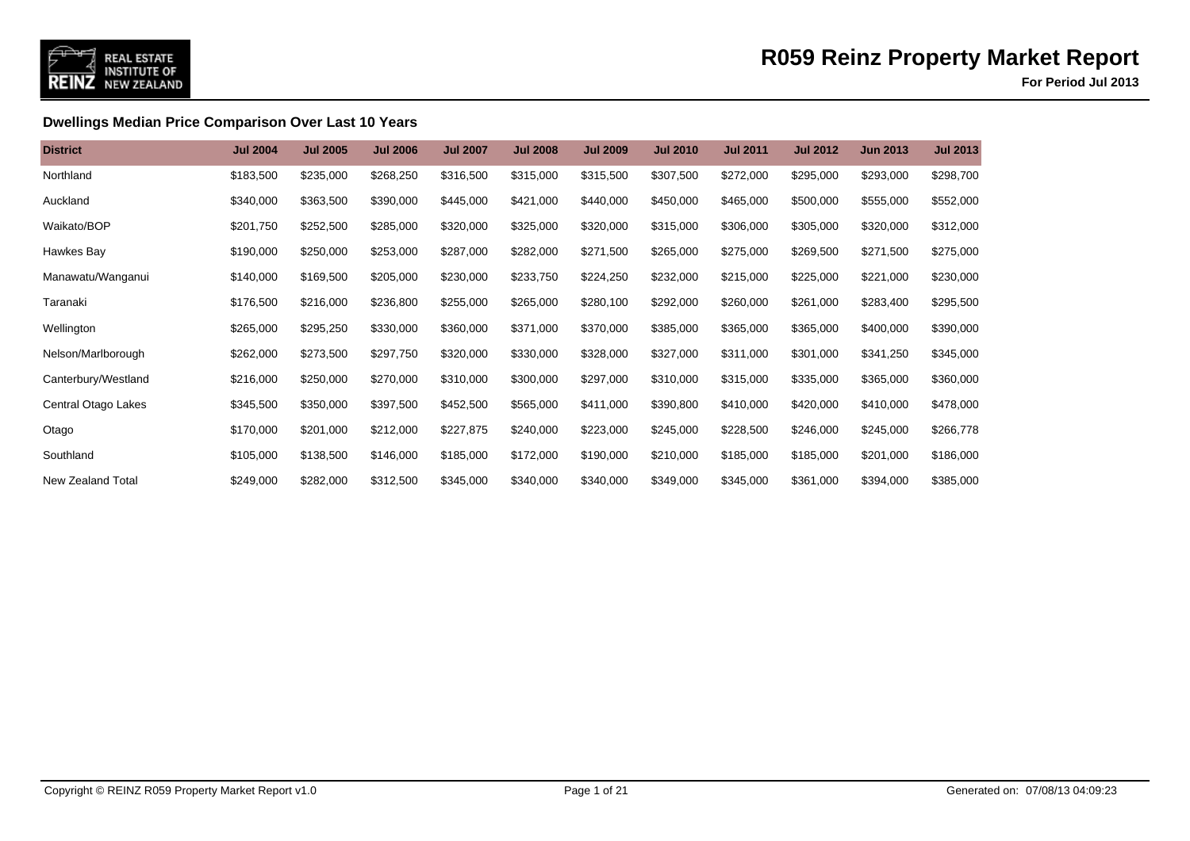# R059 Reinz Property Market Report

**For Period Jul 2013**

### Dwellings Median Price Comparison Over Last 10 Years

| District | Jul 2004 | Jul 2005 | Jul 2006 | Jul 2007 | Jul 2008 | Jul 2009 | Jul 2010 | Jul 2011 | Jul 2012 | Jun 2013 | Jul 2013 |
|---|---|---|---|---|---|---|---|---|---|---|---|
| Northland | $183,500 | $235,000 | $268,250 | $316,500 | $315,000 | $315,500 | $307,500 | $272,000 | $295,000 | $293,000 | $298,700 |
| Auckland | $340,000 | $363,500 | $390,000 | $445,000 | $421,000 | $440,000 | $450,000 | $465,000 | $500,000 | $555,000 | $552,000 |
| Waikato/BOP | $201,750 | $252,500 | $285,000 | $320,000 | $325,000 | $320,000 | $315,000 | $306,000 | $305,000 | $320,000 | $312,000 |
| Hawkes Bay | $190,000 | $250,000 | $253,000 | $287,000 | $282,000 | $271,500 | $265,000 | $275,000 | $269,500 | $271,500 | $275,000 |
| Manawatu/Wanganui | $140,000 | $169,500 | $205,000 | $230,000 | $233,750 | $224,250 | $232,000 | $215,000 | $225,000 | $221,000 | $230,000 |
| Taranaki | $176,500 | $216,000 | $236,800 | $255,000 | $265,000 | $280,100 | $292,000 | $260,000 | $261,000 | $283,400 | $295,500 |
| Wellington | $265,000 | $295,250 | $330,000 | $360,000 | $371,000 | $370,000 | $385,000 | $365,000 | $365,000 | $400,000 | $390,000 |
| Nelson/Marlborough | $262,000 | $273,500 | $297,750 | $320,000 | $330,000 | $328,000 | $327,000 | $311,000 | $301,000 | $341,250 | $345,000 |
| Canterbury/Westland | $216,000 | $250,000 | $270,000 | $310,000 | $300,000 | $297,000 | $310,000 | $315,000 | $335,000 | $365,000 | $360,000 |
| Central Otago Lakes | $345,500 | $350,000 | $397,500 | $452,500 | $565,000 | $411,000 | $390,800 | $410,000 | $420,000 | $410,000 | $478,000 |
| Otago | $170,000 | $201,000 | $212,000 | $227,875 | $240,000 | $223,000 | $245,000 | $228,500 | $246,000 | $245,000 | $266,778 |
| Southland | $105,000 | $138,500 | $146,000 | $185,000 | $172,000 | $190,000 | $210,000 | $185,000 | $185,000 | $201,000 | $186,000 |
| New Zealand Total | $249,000 | $282,000 | $312,500 | $345,000 | $340,000 | $340,000 | $349,000 | $345,000 | $361,000 | $394,000 | $385,000 |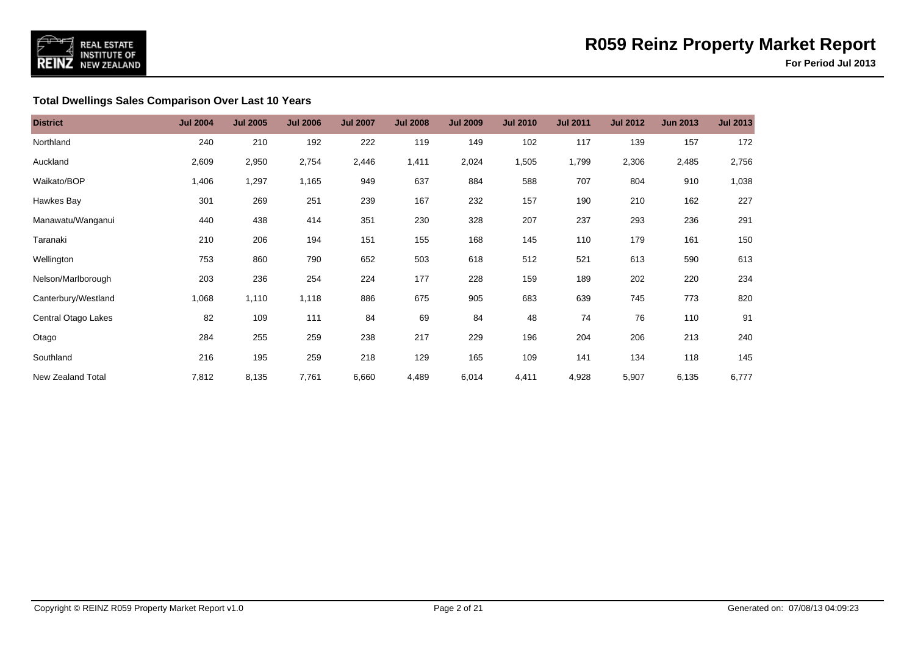### Total Dwellings Sales Comparison Over Last 10 Years

| District | Jul 2004 | Jul 2005 | Jul 2006 | Jul 2007 | Jul 2008 | Jul 2009 | Jul 2010 | Jul 2011 | Jul 2012 | Jun 2013 | Jul 2013 |
|---|---|---|---|---|---|---|---|---|---|---|---|
| Northland | 240 | 210 | 192 | 222 | 119 | 149 | 102 | 117 | 139 | 157 | 172 |
| Auckland | 2,609 | 2,950 | 2,754 | 2,446 | 1,411 | 2,024 | 1,505 | 1,799 | 2,306 | 2,485 | 2,756 |
| Waikato/BOP | 1,406 | 1,297 | 1,165 | 949 | 637 | 884 | 588 | 707 | 804 | 910 | 1,038 |
| Hawkes Bay | 301 | 269 | 251 | 239 | 167 | 232 | 157 | 190 | 210 | 162 | 227 |
| Manawatu/Wanganui | 440 | 438 | 414 | 351 | 230 | 328 | 207 | 237 | 293 | 236 | 291 |
| Taranaki | 210 | 206 | 194 | 151 | 155 | 168 | 145 | 110 | 179 | 161 | 150 |
| Wellington | 753 | 860 | 790 | 652 | 503 | 618 | 512 | 521 | 613 | 590 | 613 |
| Nelson/Marlborough | 203 | 236 | 254 | 224 | 177 | 228 | 159 | 189 | 202 | 220 | 234 |
| Canterbury/Westland | 1,068 | 1,110 | 1,118 | 886 | 675 | 905 | 683 | 639 | 745 | 773 | 820 |
| Central Otago Lakes | 82 | 109 | 111 | 84 | 69 | 84 | 48 | 74 | 76 | 110 | 91 |
| Otago | 284 | 255 | 259 | 238 | 217 | 229 | 196 | 204 | 206 | 213 | 240 |
| Southland | 216 | 195 | 259 | 218 | 129 | 165 | 109 | 141 | 134 | 118 | 145 |
| New Zealand Total | 7,812 | 8,135 | 7,761 | 6,660 | 4,489 | 6,014 | 4,411 | 4,928 | 5,907 | 6,135 | 6,777 |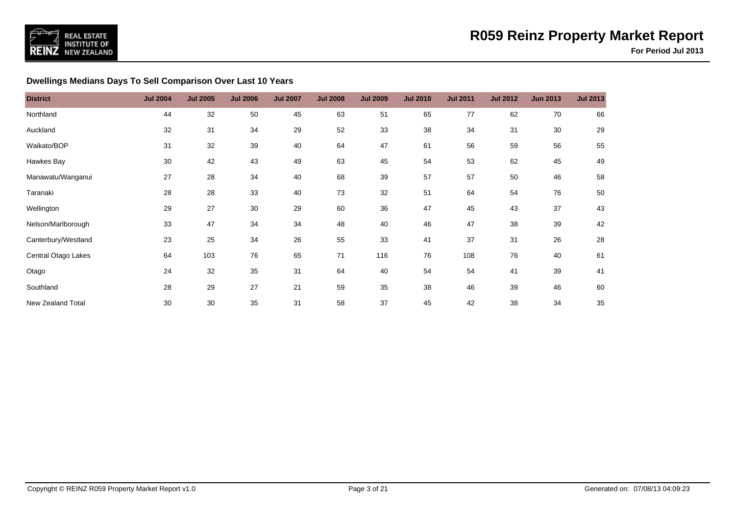## Dwellings Medians Days To Sell Comparison Over Last 10 Years

| District | Jul 2004 | Jul 2005 | Jul 2006 | Jul 2007 | Jul 2008 | Jul 2009 | Jul 2010 | Jul 2011 | Jul 2012 | Jun 2013 | Jul 2013 |
|---|---|---|---|---|---|---|---|---|---|---|---|
| Northland | 44 | 32 | 50 | 45 | 63 | 51 | 65 | 77 | 62 | 70 | 66 |
| Auckland | 32 | 31 | 34 | 29 | 52 | 33 | 38 | 34 | 31 | 30 | 29 |
| Waikato/BOP | 31 | 32 | 39 | 40 | 64 | 47 | 61 | 56 | 59 | 56 | 55 |
| Hawkes Bay | 30 | 42 | 43 | 49 | 63 | 45 | 54 | 53 | 62 | 45 | 49 |
| Manawatu/Wanganui | 27 | 28 | 34 | 40 | 68 | 39 | 57 | 57 | 50 | 46 | 58 |
| Taranaki | 28 | 28 | 33 | 40 | 73 | 32 | 51 | 64 | 54 | 76 | 50 |
| Wellington | 29 | 27 | 30 | 29 | 60 | 36 | 47 | 45 | 43 | 37 | 43 |
| Nelson/Marlborough | 33 | 47 | 34 | 34 | 48 | 40 | 46 | 47 | 38 | 39 | 42 |
| Canterbury/Westland | 23 | 25 | 34 | 26 | 55 | 33 | 41 | 37 | 31 | 26 | 28 |
| Central Otago Lakes | 64 | 103 | 76 | 65 | 71 | 116 | 76 | 108 | 76 | 40 | 61 |
| Otago | 24 | 32 | 35 | 31 | 64 | 40 | 54 | 54 | 41 | 39 | 41 |
| Southland | 28 | 29 | 27 | 21 | 59 | 35 | 38 | 46 | 39 | 46 | 60 |
| New Zealand Total | 30 | 30 | 35 | 31 | 58 | 37 | 45 | 42 | 38 | 34 | 35 |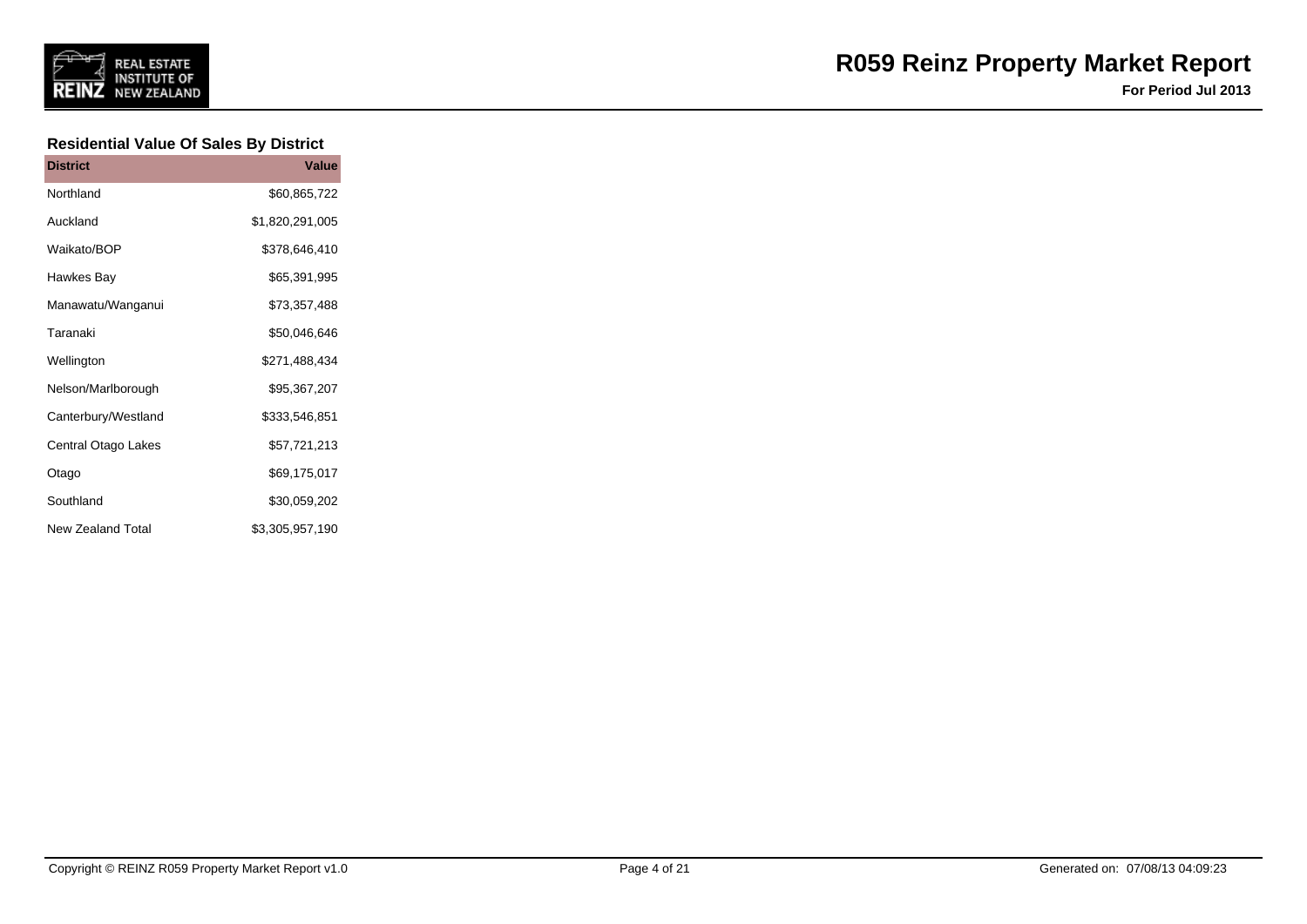## Residential Value Of Sales By District

| District | Value |
|---|---:|
| Northland | $60,865,722 |
| Auckland | $1,820,291,005 |
| Waikato/BOP | $378,646,410 |
| Hawkes Bay | $65,391,995 |
| Manawatu/Wanganui | $73,357,488 |
| Taranaki | $50,046,646 |
| Wellington | $271,488,434 |
| Nelson/Marlborough | $95,367,207 |
| Canterbury/Westland | $333,546,851 |
| Central Otago Lakes | $57,721,213 |
| Otago | $69,175,017 |
| Southland | $30,059,202 |
| New Zealand Total | $3,305,957,190 |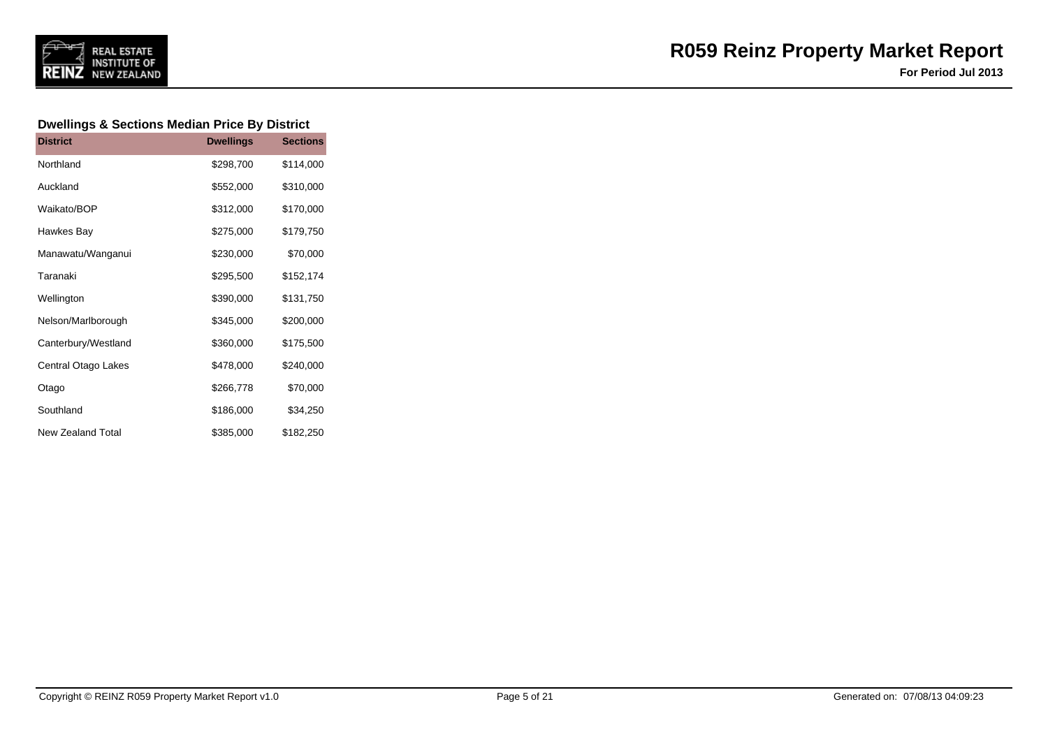## Dwellings & Sections Median Price By District

| District | Dwellings | Sections |
|---|---|---|
| Northland | $298,700 | $114,000 |
| Auckland | $552,000 | $310,000 |
| Waikato/BOP | $312,000 | $170,000 |
| Hawkes Bay | $275,000 | $179,750 |
| Manawatu/Wanganui | $230,000 | $70,000 |
| Taranaki | $295,500 | $152,174 |
| Wellington | $390,000 | $131,750 |
| Nelson/Marlborough | $345,000 | $200,000 |
| Canterbury/Westland | $360,000 | $175,500 |
| Central Otago Lakes | $478,000 | $240,000 |
| Otago | $266,778 | $70,000 |
| Southland | $186,000 | $34,250 |
| New Zealand Total | $385,000 | $182,250 |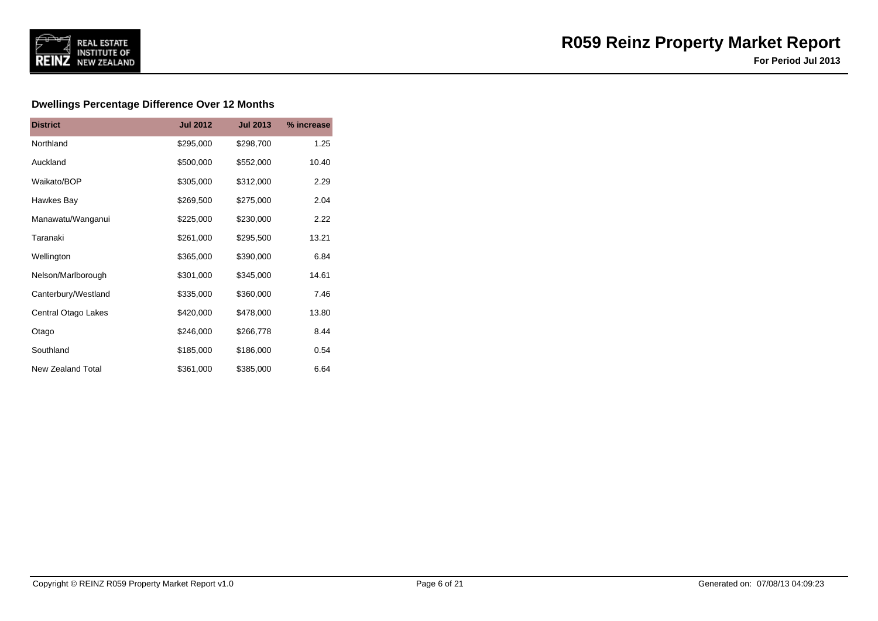## Dwellings Percentage Difference Over 12 Months

| District | Jul 2012 | Jul 2013 | % increase |
|---|---|---|---|
| Northland | $295,000 | $298,700 | 1.25 |
| Auckland | $500,000 | $552,000 | 10.40 |
| Waikato/BOP | $305,000 | $312,000 | 2.29 |
| Hawkes Bay | $269,500 | $275,000 | 2.04 |
| Manawatu/Wanganui | $225,000 | $230,000 | 2.22 |
| Taranaki | $261,000 | $295,500 | 13.21 |
| Wellington | $365,000 | $390,000 | 6.84 |
| Nelson/Marlborough | $301,000 | $345,000 | 14.61 |
| Canterbury/Westland | $335,000 | $360,000 | 7.46 |
| Central Otago Lakes | $420,000 | $478,000 | 13.80 |
| Otago | $246,000 | $266,778 | 8.44 |
| Southland | $185,000 | $186,000 | 0.54 |
| New Zealand Total | $361,000 | $385,000 | 6.64 |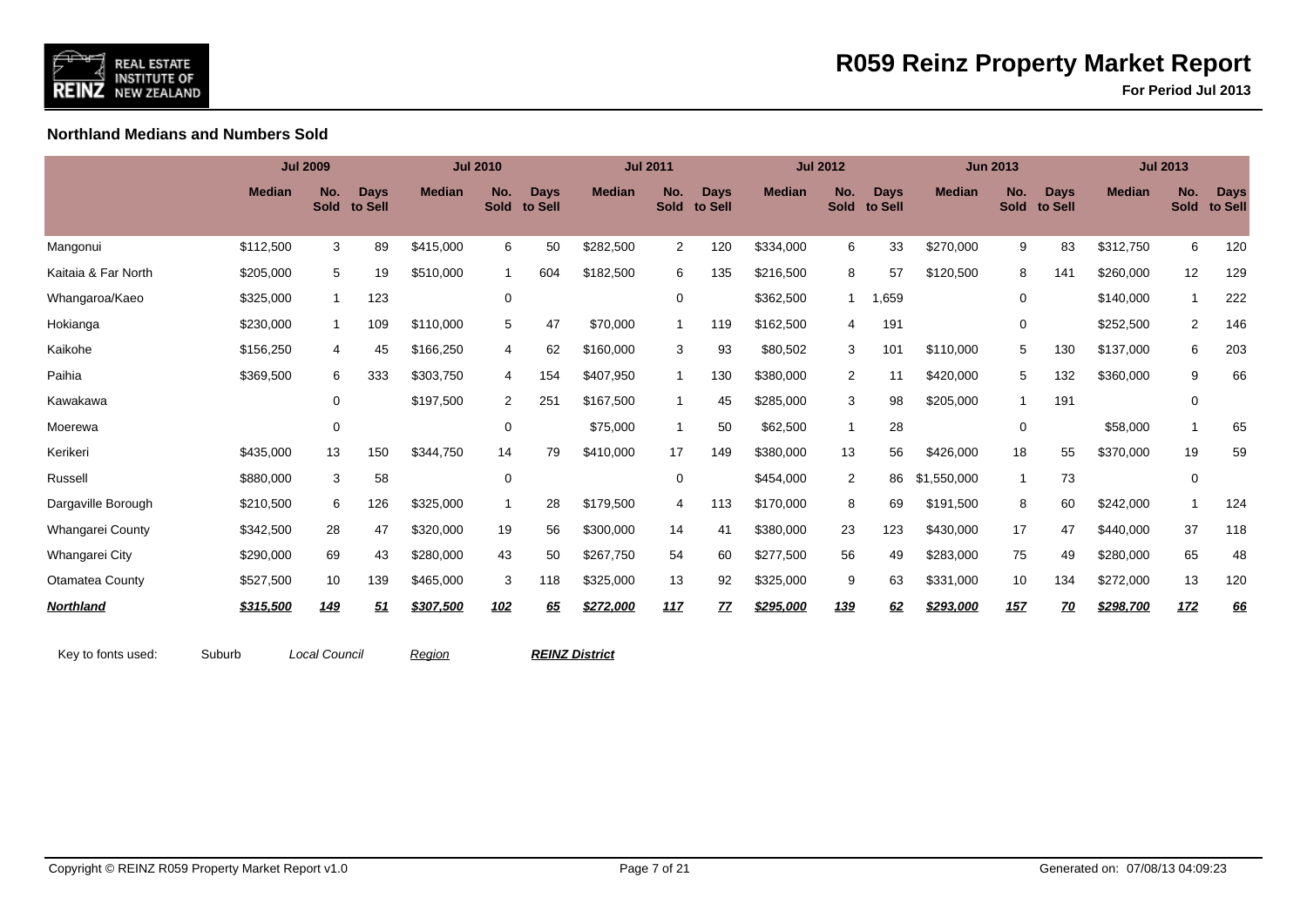# R059 Reinz Property Market Report

**For Period Jul 2013**

### Northland Medians and Numbers Sold

| | Jul 2009 | | | Jul 2010 | | | Jul 2011 | | | Jul 2012 | | | Jun 2013 | | | Jul 2013 | | |
|---|---|---|---|---|---|---|---|---|---|---|---|---|---|---|---|---|---|---|
| | **Median** | **No. Sold** | **Days to Sell** | **Median** | **No. Sold** | **Days to Sell** | **Median** | **No. Sold** | **Days to Sell** | **Median** | **No. Sold** | **Days to Sell** | **Median** | **No. Sold** | **Days to Sell** | **Median** | **No. Sold** | **Days to Sell** |
| Mangonui | $112,500 | 3 | 89 | $415,000 | 6 | 50 | $282,500 | 2 | 120 | $334,000 | 6 | 33 | $270,000 | 9 | 83 | $312,750 | 6 | 120 |
| Kaitaia & Far North | $205,000 | 5 | 19 | $510,000 | 1 | 604 | $182,500 | 6 | 135 | $216,500 | 8 | 57 | $120,500 | 8 | 141 | $260,000 | 12 | 129 |
| Whangaroa/Kaeo | $325,000 | 1 | 123 | | 0 | | | 0 | | $362,500 | 1 | 1,659 | | 0 | | $140,000 | 1 | 222 |
| Hokianga | $230,000 | 1 | 109 | $110,000 | 5 | 47 | $70,000 | 1 | 119 | $162,500 | 4 | 191 | | 0 | | $252,500 | 2 | 146 |
| Kaikohe | $156,250 | 4 | 45 | $166,250 | 4 | 62 | $160,000 | 3 | 93 | $80,502 | 3 | 101 | $110,000 | 5 | 130 | $137,000 | 6 | 203 |
| Paihia | $369,500 | 6 | 333 | $303,750 | 4 | 154 | $407,950 | 1 | 130 | $380,000 | 2 | 11 | $420,000 | 5 | 132 | $360,000 | 9 | 66 |
| Kawakawa | | 0 | | $197,500 | 2 | 251 | $167,500 | 1 | 45 | $285,000 | 3 | 98 | $205,000 | 1 | 191 | | 0 | |
| Moerewa | | 0 | | | 0 | | $75,000 | 1 | 50 | $62,500 | 1 | 28 | | 0 | | $58,000 | 1 | 65 |
| Kerikeri | $435,000 | 13 | 150 | $344,750 | 14 | 79 | $410,000 | 17 | 149 | $380,000 | 13 | 56 | $426,000 | 18 | 55 | $370,000 | 19 | 59 |
| Russell | $880,000 | 3 | 58 | | 0 | | | 0 | | $454,000 | 2 | 86 | $1,550,000 | 1 | 73 | | 0 | |
| Dargaville Borough | $210,500 | 6 | 126 | $325,000 | 1 | 28 | $179,500 | 4 | 113 | $170,000 | 8 | 69 | $191,500 | 8 | 60 | $242,000 | 1 | 124 |
| Whangarei County | $342,500 | 28 | 47 | $320,000 | 19 | 56 | $300,000 | 14 | 41 | $380,000 | 23 | 123 | $430,000 | 17 | 47 | $440,000 | 37 | 118 |
| Whangarei City | $290,000 | 69 | 43 | $280,000 | 43 | 50 | $267,750 | 54 | 60 | $277,500 | 56 | 49 | $283,000 | 75 | 49 | $280,000 | 65 | 48 |
| Otamatea County | $527,500 | 10 | 139 | $465,000 | 3 | 118 | $325,000 | 13 | 92 | $325,000 | 9 | 63 | $331,000 | 10 | 134 | $272,000 | 13 | 120 |
| ***Northland*** | ***$315,500*** | ***149*** | ***51*** | ***$307,500*** | ***102*** | ***65*** | ***$272,000*** | ***117*** | ***77*** | ***$295,000*** | ***139*** | ***62*** | ***$293,000*** | ***157*** | ***70*** | ***$298,700*** | ***172*** | ***66*** |

Key to fonts used: Suburb *Local Council* *Region* ***REINZ District***

Copyright © REINZ R059 Property Market Report v1.0 Generated on: 07/08/13 04:09:23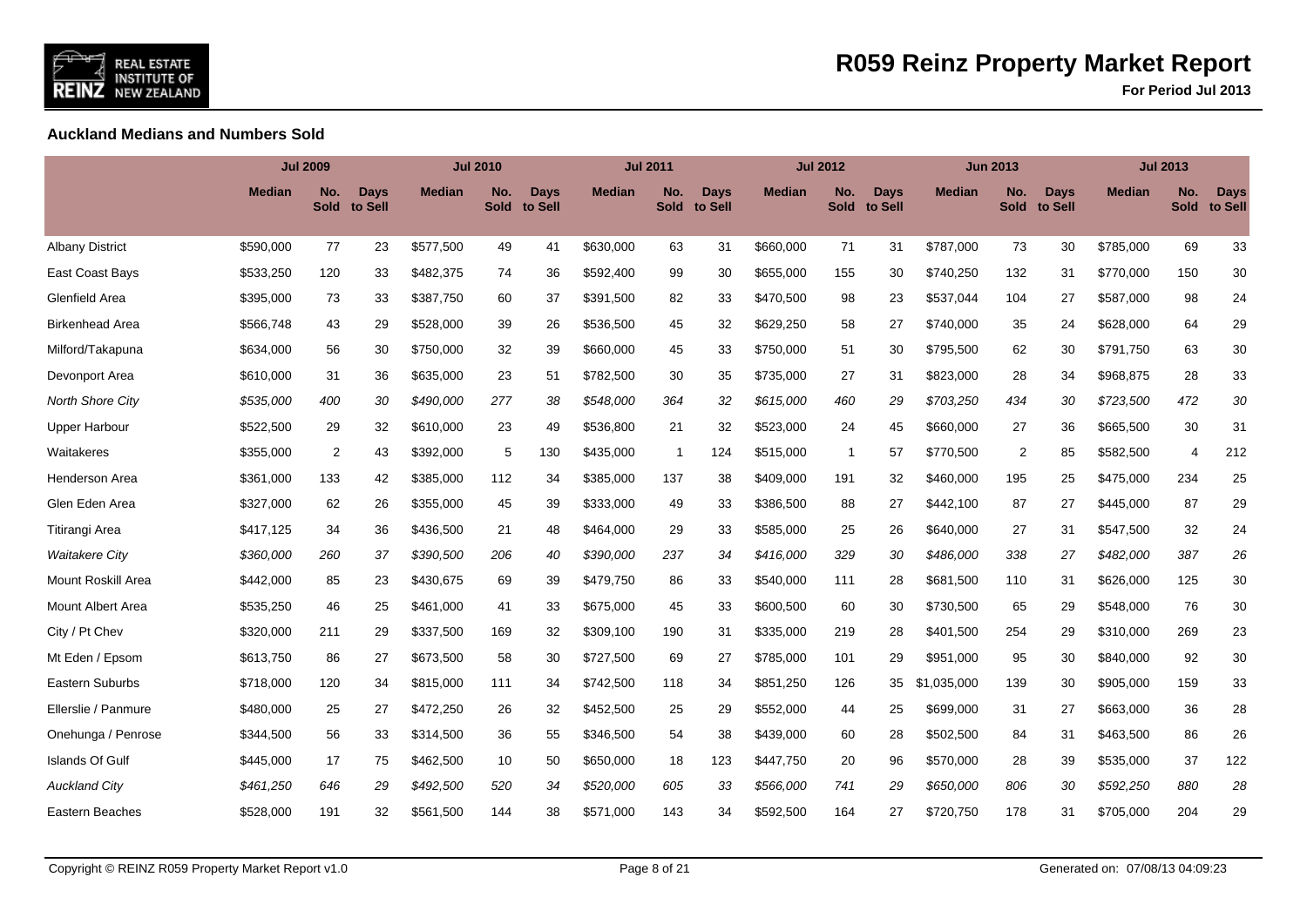# R059 Reinz Property Market Report

**For Period Jul 2013**

### Auckland Medians and Numbers Sold

| | Jul 2009 | | | Jul 2010 | | | Jul 2011 | | | Jul 2012 | | | Jun 2013 | | | Jul 2013 | | |
|---|---|---|---|---|---|---|---|---|---|---|---|---|---|---|---|---|---|---|
| | **Median** | **No. Sold** | **Days to Sell** | **Median** | **No. Sold** | **Days to Sell** | **Median** | **No. Sold** | **Days to Sell** | **Median** | **No. Sold** | **Days to Sell** | **Median** | **No. Sold** | **Days to Sell** | **Median** | **No. Sold** | **Days to Sell** |
| Albany District | $590,000 | 77 | 23 | $577,500 | 49 | 41 | $630,000 | 63 | 31 | $660,000 | 71 | 31 | $787,000 | 73 | 30 | $785,000 | 69 | 33 |
| East Coast Bays | $533,250 | 120 | 33 | $482,375 | 74 | 36 | $592,400 | 99 | 30 | $655,000 | 155 | 30 | $740,250 | 132 | 31 | $770,000 | 150 | 30 |
| Glenfield Area | $395,000 | 73 | 33 | $387,750 | 60 | 37 | $391,500 | 82 | 33 | $470,500 | 98 | 23 | $537,044 | 104 | 27 | $587,000 | 98 | 24 |
| Birkenhead Area | $566,748 | 43 | 29 | $528,000 | 39 | 26 | $536,500 | 45 | 32 | $629,250 | 58 | 27 | $740,000 | 35 | 24 | $628,000 | 64 | 29 |
| Milford/Takapuna | $634,000 | 56 | 30 | $750,000 | 32 | 39 | $660,000 | 45 | 33 | $750,000 | 51 | 30 | $795,500 | 62 | 30 | $791,750 | 63 | 30 |
| Devonport Area | $610,000 | 31 | 36 | $635,000 | 23 | 51 | $782,500 | 30 | 35 | $735,000 | 27 | 31 | $823,000 | 28 | 34 | $968,875 | 28 | 33 |
| *North Shore City* | *$535,000* | *400* | *30* | *$490,000* | *277* | *38* | *$548,000* | *364* | *32* | *$615,000* | *460* | *29* | *$703,250* | *434* | *30* | *$723,500* | *472* | *30* |
| Upper Harbour | $522,500 | 29 | 32 | $610,000 | 23 | 49 | $536,800 | 21 | 32 | $523,000 | 24 | 45 | $660,000 | 27 | 36 | $665,500 | 30 | 31 |
| Waitakeres | $355,000 | 2 | 43 | $392,000 | 5 | 130 | $435,000 | 1 | 124 | $515,000 | 1 | 57 | $770,500 | 2 | 85 | $582,500 | 4 | 212 |
| Henderson Area | $361,000 | 133 | 42 | $385,000 | 112 | 34 | $385,000 | 137 | 38 | $409,000 | 191 | 32 | $460,000 | 195 | 25 | $475,000 | 234 | 25 |
| Glen Eden Area | $327,000 | 62 | 26 | $355,000 | 45 | 39 | $333,000 | 49 | 33 | $386,500 | 88 | 27 | $442,100 | 87 | 27 | $445,000 | 87 | 29 |
| Titirangi Area | $417,125 | 34 | 36 | $436,500 | 21 | 48 | $464,000 | 29 | 33 | $585,000 | 25 | 26 | $640,000 | 27 | 31 | $547,500 | 32 | 24 |
| *Waitakere City* | *$360,000* | *260* | *37* | *$390,500* | *206* | *40* | *$390,000* | *237* | *34* | *$416,000* | *329* | *30* | *$486,000* | *338* | *27* | *$482,000* | *387* | *26* |
| Mount Roskill Area | $442,000 | 85 | 23 | $430,675 | 69 | 39 | $479,750 | 86 | 33 | $540,000 | 111 | 28 | $681,500 | 110 | 31 | $626,000 | 125 | 30 |
| Mount Albert Area | $535,250 | 46 | 25 | $461,000 | 41 | 33 | $675,000 | 45 | 33 | $600,500 | 60 | 30 | $730,500 | 65 | 29 | $548,000 | 76 | 30 |
| City / Pt Chev | $320,000 | 211 | 29 | $337,500 | 169 | 32 | $309,100 | 190 | 31 | $335,000 | 219 | 28 | $401,500 | 254 | 29 | $310,000 | 269 | 23 |
| Mt Eden / Epsom | $613,750 | 86 | 27 | $673,500 | 58 | 30 | $727,500 | 69 | 27 | $785,000 | 101 | 29 | $951,000 | 95 | 30 | $840,000 | 92 | 30 |
| Eastern Suburbs | $718,000 | 120 | 34 | $815,000 | 111 | 34 | $742,500 | 118 | 34 | $851,250 | 126 | 35 | $1,035,000 | 139 | 30 | $905,000 | 159 | 33 |
| Ellerslie / Panmure | $480,000 | 25 | 27 | $472,250 | 26 | 32 | $452,500 | 25 | 29 | $552,000 | 44 | 25 | $699,000 | 31 | 27 | $663,000 | 36 | 28 |
| Onehunga / Penrose | $344,500 | 56 | 33 | $314,500 | 36 | 55 | $346,500 | 54 | 38 | $439,000 | 60 | 28 | $502,500 | 84 | 31 | $463,500 | 86 | 26 |
| Islands Of Gulf | $445,000 | 17 | 75 | $462,500 | 10 | 50 | $650,000 | 18 | 123 | $447,750 | 20 | 96 | $570,000 | 28 | 39 | $535,000 | 37 | 122 |
| *Auckland City* | *$461,250* | *646* | *29* | *$492,500* | *520* | *34* | *$520,000* | *605* | *33* | *$566,000* | *741* | *29* | *$650,000* | *806* | *30* | *$592,250* | *880* | *28* |
| Eastern Beaches | $528,000 | 191 | 32 | $561,500 | 144 | 38 | $571,000 | 143 | 34 | $592,500 | 164 | 27 | $720,750 | 178 | 31 | $705,000 | 204 | 29 |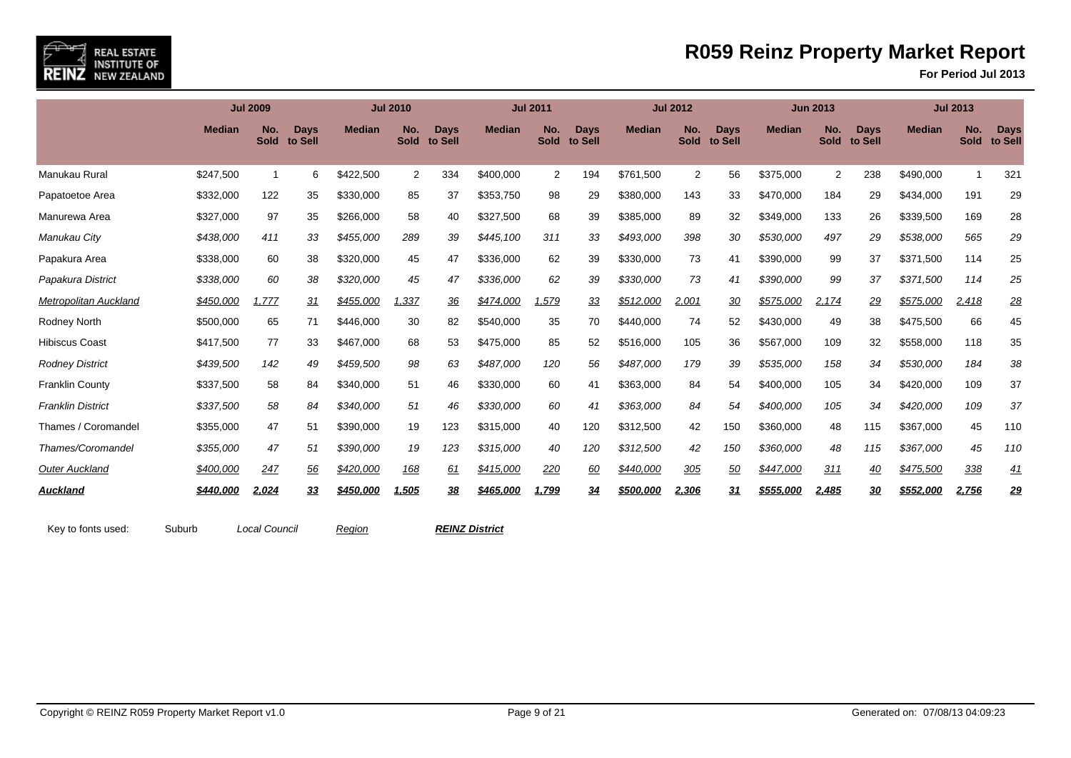# R059 Reinz Property Market Report

**For Period Jul 2013**

| | Jul 2009 | | | Jul 2010 | | | Jul 2011 | | | Jul 2012 | | | Jun 2013 | | | Jul 2013 | | |
|---|---|---|---|---|---|---|---|---|---|---|---|---|---|---|---|---|---|---|
| | **Median** | **No. Sold** | **Days to Sell** | **Median** | **No. Sold** | **Days to Sell** | **Median** | **No. Sold** | **Days to Sell** | **Median** | **No. Sold** | **Days to Sell** | **Median** | **No. Sold** | **Days to Sell** | **Median** | **No. Sold** | **Days to Sell** |
| Manukau Rural | $247,500 | 1 | 6 | $422,500 | 2 | 334 | $400,000 | 2 | 194 | $761,500 | 2 | 56 | $375,000 | 2 | 238 | $490,000 | 1 | 321 |
| Papatoetoe Area | $332,000 | 122 | 35 | $330,000 | 85 | 37 | $353,750 | 98 | 29 | $380,000 | 143 | 33 | $470,000 | 184 | 29 | $434,000 | 191 | 29 |
| Manurewa Area | $327,000 | 97 | 35 | $266,000 | 58 | 40 | $327,500 | 68 | 39 | $385,000 | 89 | 32 | $349,000 | 133 | 26 | $339,500 | 169 | 28 |
| *Manukau City* | *$438,000* | *411* | *33* | *$455,000* | *289* | *39* | *$445,100* | *311* | *33* | *$493,000* | *398* | *30* | *$530,000* | *497* | *29* | *$538,000* | *565* | *29* |
| Papakura Area | $338,000 | 60 | 38 | $320,000 | 45 | 47 | $336,000 | 62 | 39 | $330,000 | 73 | 41 | $390,000 | 99 | 37 | $371,500 | 114 | 25 |
| *Papakura District* | *$338,000* | *60* | *38* | *$320,000* | *45* | *47* | *$336,000* | *62* | *39* | *$330,000* | *73* | *41* | *$390,000* | *99* | *37* | *$371,500* | *114* | *25* |
| *Metropolitan Auckland* | *$450,000* | *1,777* | *31* | *$455,000* | *1,337* | *36* | *$474,000* | *1,579* | *33* | *$512,000* | *2,001* | *30* | *$575,000* | *2,174* | *29* | *$575,000* | *2,418* | *28* |
| Rodney North | $500,000 | 65 | 71 | $446,000 | 30 | 82 | $540,000 | 35 | 70 | $440,000 | 74 | 52 | $430,000 | 49 | 38 | $475,500 | 66 | 45 |
| Hibiscus Coast | $417,500 | 77 | 33 | $467,000 | 68 | 53 | $475,000 | 85 | 52 | $516,000 | 105 | 36 | $567,000 | 109 | 32 | $558,000 | 118 | 35 |
| *Rodney District* | *$439,500* | *142* | *49* | *$459,500* | *98* | *63* | *$487,000* | *120* | *56* | *$487,000* | *179* | *39* | *$535,000* | *158* | *34* | *$530,000* | *184* | *38* |
| Franklin County | $337,500 | 58 | 84 | $340,000 | 51 | 46 | $330,000 | 60 | 41 | $363,000 | 84 | 54 | $400,000 | 105 | 34 | $420,000 | 109 | 37 |
| *Franklin District* | *$337,500* | *58* | *84* | *$340,000* | *51* | *46* | *$330,000* | *60* | *41* | *$363,000* | *84* | *54* | *$400,000* | *105* | *34* | *$420,000* | *109* | *37* |
| Thames / Coromandel | $355,000 | 47 | 51 | $390,000 | 19 | 123 | $315,000 | 40 | 120 | $312,500 | 42 | 150 | $360,000 | 48 | 115 | $367,000 | 45 | 110 |
| *Thames/Coromandel* | *$355,000* | *47* | *51* | *$390,000* | *19* | *123* | *$315,000* | *40* | *120* | *$312,500* | *42* | *150* | *$360,000* | *48* | *115* | *$367,000* | *45* | *110* |
| *Outer Auckland* | *$400,000* | *247* | *56* | *$420,000* | *168* | *61* | *$415,000* | *220* | *60* | *$440,000* | *305* | *50* | *$447,000* | *311* | *40* | *$475,500* | *338* | *41* |
| ***Auckland*** | ***$440,000*** | ***2,024*** | ***33*** | ***$450,000*** | ***1,505*** | ***38*** | ***$465,000*** | ***1,799*** | ***34*** | ***$500,000*** | ***2,306*** | ***31*** | ***$555,000*** | ***2,485*** | ***30*** | ***$552,000*** | ***2,756*** | ***29*** |

Key to fonts used: Suburb *Local Council* *Region* ***REINZ District***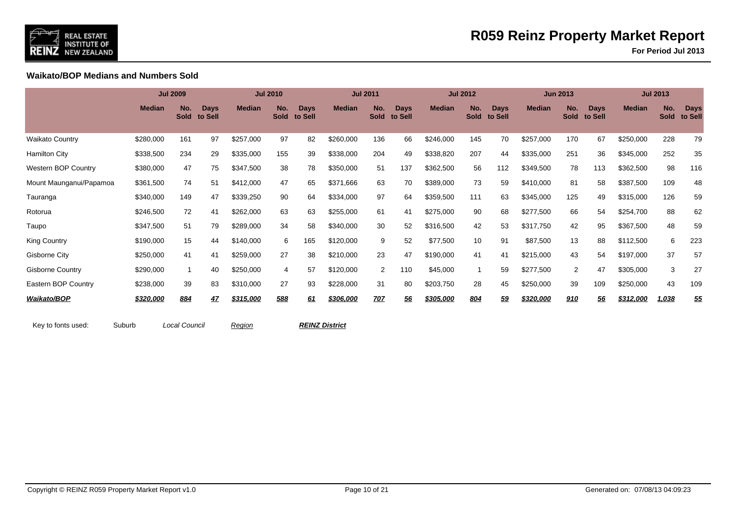## Waikato/BOP Medians and Numbers Sold

| | Jul 2009 | | | Jul 2010 | | | Jul 2011 | | | Jul 2012 | | | Jun 2013 | | | Jul 2013 | | |
|---|---|---|---|---|---|---|---|---|---|---|---|---|---|---|---|---|---|---|
| | Median | No. Sold | Days to Sell | Median | No. Sold | Days to Sell | Median | No. Sold | Days to Sell | Median | No. Sold | Days to Sell | Median | No. Sold | Days to Sell | Median | No. Sold | Days to Sell |
| Waikato Country | $280,000 | 161 | 97 | $257,000 | 97 | 82 | $260,000 | 136 | 66 | $246,000 | 145 | 70 | $257,000 | 170 | 67 | $250,000 | 228 | 79 |
| Hamilton City | $338,500 | 234 | 29 | $335,000 | 155 | 39 | $338,000 | 204 | 49 | $338,820 | 207 | 44 | $335,000 | 251 | 36 | $345,000 | 252 | 35 |
| Western BOP Country | $380,000 | 47 | 75 | $347,500 | 38 | 78 | $350,000 | 51 | 137 | $362,500 | 56 | 112 | $349,500 | 78 | 113 | $362,500 | 98 | 116 |
| Mount Maunganui/Papamoa | $361,500 | 74 | 51 | $412,000 | 47 | 65 | $371,666 | 63 | 70 | $389,000 | 73 | 59 | $410,000 | 81 | 58 | $387,500 | 109 | 48 |
| Tauranga | $340,000 | 149 | 47 | $339,250 | 90 | 64 | $334,000 | 97 | 64 | $359,500 | 111 | 63 | $345,000 | 125 | 49 | $315,000 | 126 | 59 |
| Rotorua | $246,500 | 72 | 41 | $262,000 | 63 | 63 | $255,000 | 61 | 41 | $275,000 | 90 | 68 | $277,500 | 66 | 54 | $254,700 | 88 | 62 |
| Taupo | $347,500 | 51 | 79 | $289,000 | 34 | 58 | $340,000 | 30 | 52 | $316,500 | 42 | 53 | $317,750 | 42 | 95 | $367,500 | 48 | 59 |
| King Country | $190,000 | 15 | 44 | $140,000 | 6 | 165 | $120,000 | 9 | 52 | $77,500 | 10 | 91 | $87,500 | 13 | 88 | $112,500 | 6 | 223 |
| Gisborne City | $250,000 | 41 | 41 | $259,000 | 27 | 38 | $210,000 | 23 | 47 | $190,000 | 41 | 41 | $215,000 | 43 | 54 | $197,000 | 37 | 57 |
| Gisborne Country | $290,000 | 1 | 40 | $250,000 | 4 | 57 | $120,000 | 2 | 110 | $45,000 | 1 | 59 | $277,500 | 2 | 47 | $305,000 | 3 | 27 |
| Eastern BOP Country | $238,000 | 39 | 83 | $310,000 | 27 | 93 | $228,000 | 31 | 80 | $203,750 | 28 | 45 | $250,000 | 39 | 109 | $250,000 | 43 | 109 |
| ***Waikato/BOP*** | ***$320,000*** | ***884*** | ***47*** | ***$315,000*** | ***588*** | ***61*** | ***$306,000*** | ***707*** | ***56*** | ***$305,000*** | ***804*** | ***59*** | ***$320,000*** | ***910*** | ***56*** | ***$312,000*** | ***1,038*** | ***55*** |

Key to fonts used: Suburb *Local Council* Region ***REINZ District***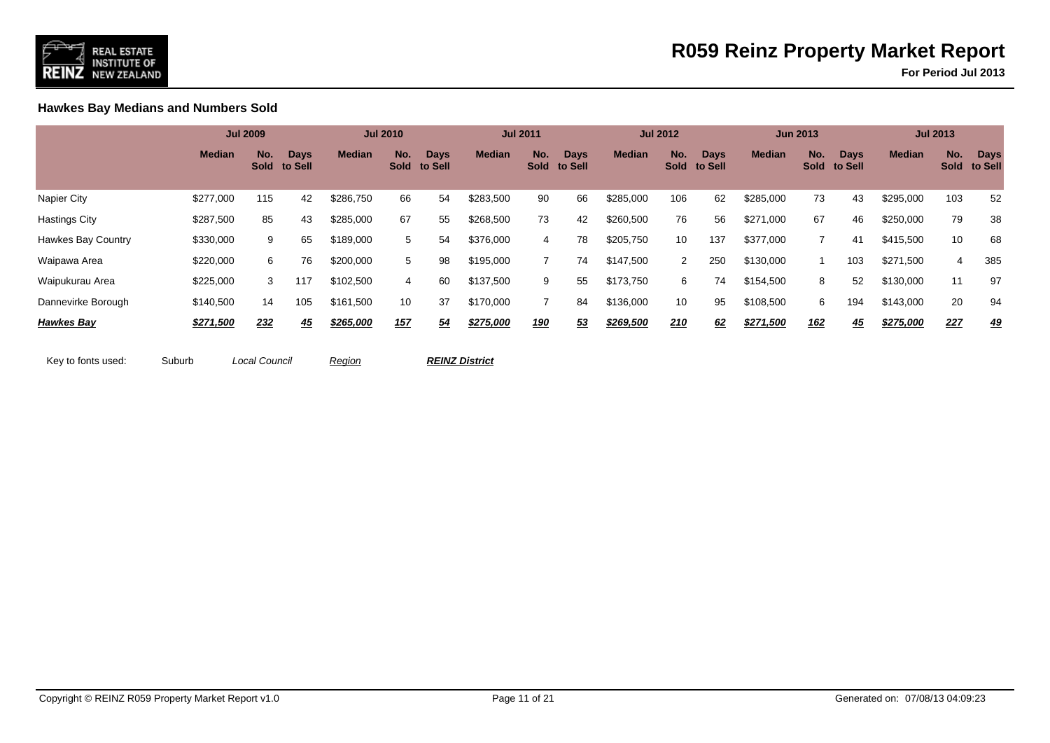# R059 Reinz Property Market Report

**For Period Jul 2013**

### Hawkes Bay Medians and Numbers Sold

| | Jul 2009 | | | Jul 2010 | | | Jul 2011 | | | Jul 2012 | | | Jun 2013 | | | Jul 2013 | | |
|---|---|---|---|---|---|---|---|---|---|---|---|---|---|---|---|---|---|---|
| | **Median** | **No. Sold** | **Days to Sell** | **Median** | **No. Sold** | **Days to Sell** | **Median** | **No. Sold** | **Days to Sell** | **Median** | **No. Sold** | **Days to Sell** | **Median** | **No. Sold** | **Days to Sell** | **Median** | **No. Sold** | **Days to Sell** |
| Napier City | $277,000 | 115 | 42 | $286,750 | 66 | 54 | $283,500 | 90 | 66 | $285,000 | 106 | 62 | $285,000 | 73 | 43 | $295,000 | 103 | 52 |
| Hastings City | $287,500 | 85 | 43 | $285,000 | 67 | 55 | $268,500 | 73 | 42 | $260,500 | 76 | 56 | $271,000 | 67 | 46 | $250,000 | 79 | 38 |
| Hawkes Bay Country | $330,000 | 9 | 65 | $189,000 | 5 | 54 | $376,000 | 4 | 78 | $205,750 | 10 | 137 | $377,000 | 7 | 41 | $415,500 | 10 | 68 |
| Waipawa Area | $220,000 | 6 | 76 | $200,000 | 5 | 98 | $195,000 | 7 | 74 | $147,500 | 2 | 250 | $130,000 | 1 | 103 | $271,500 | 4 | 385 |
| Waipukurau Area | $225,000 | 3 | 117 | $102,500 | 4 | 60 | $137,500 | 9 | 55 | $173,750 | 6 | 74 | $154,500 | 8 | 52 | $130,000 | 11 | 97 |
| Dannevirke Borough | $140,500 | 14 | 105 | $161,500 | 10 | 37 | $170,000 | 7 | 84 | $136,000 | 10 | 95 | $108,500 | 6 | 194 | $143,000 | 20 | 94 |
| ***Hawkes Bay*** | ***$271,500*** | ***232*** | ***45*** | ***$265,000*** | ***157*** | ***54*** | ***$275,000*** | ***190*** | ***53*** | ***$269,500*** | ***210*** | ***62*** | ***$271,500*** | ***162*** | ***45*** | ***$275,000*** | ***227*** | ***49*** |

Key to fonts used: Suburb *Local Council* Region ***REINZ District***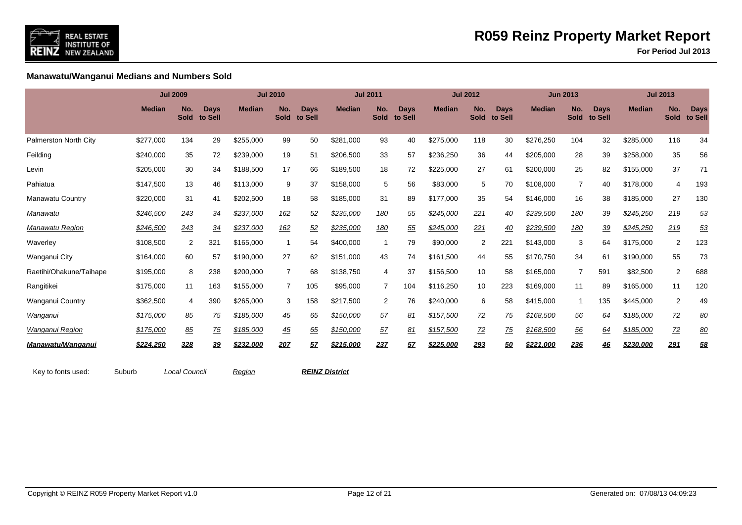# R059 Reinz Property Market Report

**For Period Jul 2013**

## Manawatu/Wanganui Medians and Numbers Sold

| | Jul 2009 | | | Jul 2010 | | | Jul 2011 | | | Jul 2012 | | | Jun 2013 | | | Jul 2013 | | |
|---|---|---|---|---|---|---|---|---|---|---|---|---|---|---|---|---|---|---|
| | **Median** | **No. Sold** | **Days to Sell** | **Median** | **No. Sold** | **Days to Sell** | **Median** | **No. Sold** | **Days to Sell** | **Median** | **No. Sold** | **Days to Sell** | **Median** | **No. Sold** | **Days to Sell** | **Median** | **No. Sold** | **Days to Sell** |
| Palmerston North City | $277,000 | 134 | 29 | $255,000 | 99 | 50 | $281,000 | 93 | 40 | $275,000 | 118 | 30 | $276,250 | 104 | 32 | $285,000 | 116 | 34 |
| Feilding | $240,000 | 35 | 72 | $239,000 | 19 | 51 | $206,500 | 33 | 57 | $236,250 | 36 | 44 | $205,000 | 28 | 39 | $258,000 | 35 | 56 |
| Levin | $205,000 | 30 | 34 | $188,500 | 17 | 66 | $189,500 | 18 | 72 | $225,000 | 27 | 61 | $200,000 | 25 | 82 | $155,000 | 37 | 71 |
| Pahiatua | $147,500 | 13 | 46 | $113,000 | 9 | 37 | $158,000 | 5 | 56 | $83,000 | 5 | 70 | $108,000 | 7 | 40 | $178,000 | 4 | 193 |
| Manawatu Country | $220,000 | 31 | 41 | $202,500 | 18 | 58 | $185,000 | 31 | 89 | $177,000 | 35 | 54 | $146,000 | 16 | 38 | $185,000 | 27 | 130 |
| *Manawatu* | *$246,500* | *243* | *34* | *$237,000* | *162* | *52* | *$235,000* | *180* | *55* | *$245,000* | *221* | *40* | *$239,500* | *180* | *39* | *$245,250* | *219* | *53* |
| *Manawatu Region* | *$246,500* | *243* | *34* | *$237,000* | *162* | *52* | *$235,000* | *180* | *55* | *$245,000* | *221* | *40* | *$239,500* | *180* | *39* | *$245,250* | *219* | *53* |
| Waverley | $108,500 | 2 | 321 | $165,000 | 1 | 54 | $400,000 | 1 | 79 | $90,000 | 2 | 221 | $143,000 | 3 | 64 | $175,000 | 2 | 123 |
| Wanganui City | $164,000 | 60 | 57 | $190,000 | 27 | 62 | $151,000 | 43 | 74 | $161,500 | 44 | 55 | $170,750 | 34 | 61 | $190,000 | 55 | 73 |
| Raetihi/Ohakune/Taihape | $195,000 | 8 | 238 | $200,000 | 7 | 68 | $138,750 | 4 | 37 | $156,500 | 10 | 58 | $165,000 | 7 | 591 | $82,500 | 2 | 688 |
| Rangitikei | $175,000 | 11 | 163 | $155,000 | 7 | 105 | $95,000 | 7 | 104 | $116,250 | 10 | 223 | $169,000 | 11 | 89 | $165,000 | 11 | 120 |
| Wanganui Country | $362,500 | 4 | 390 | $265,000 | 3 | 158 | $217,500 | 2 | 76 | $240,000 | 6 | 58 | $415,000 | 1 | 135 | $445,000 | 2 | 49 |
| *Wanganui* | *$175,000* | *85* | *75* | *$185,000* | *45* | *65* | *$150,000* | *57* | *81* | *$157,500* | *72* | *75* | *$168,500* | *56* | *64* | *$185,000* | *72* | *80* |
| *Wanganui Region* | *$175,000* | *85* | *75* | *$185,000* | *45* | *65* | *$150,000* | *57* | *81* | *$157,500* | *72* | *75* | *$168,500* | *56* | *64* | *$185,000* | *72* | *80* |
| ***Manawatu/Wanganui*** | ***$224,250*** | ***328*** | ***39*** | ***$232,000*** | ***207*** | ***57*** | ***$215,000*** | ***237*** | ***57*** | ***$225,000*** | ***293*** | ***50*** | ***$221,000*** | ***236*** | ***46*** | ***$230,000*** | ***291*** | ***58*** |

Key to fonts used: Suburb *Local Council* *Region* ***REINZ District***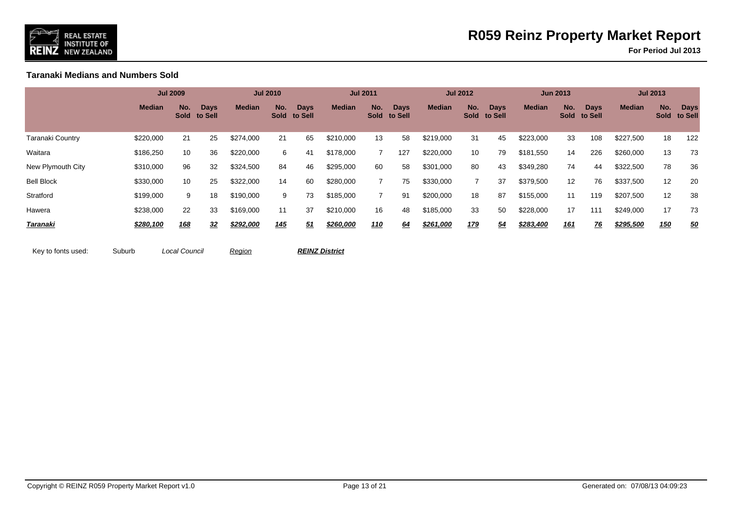# R059 Reinz Property Market Report

**For Period Jul 2013**

### Taranaki Medians and Numbers Sold

| | Jul 2009 | | | Jul 2010 | | | Jul 2011 | | | Jul 2012 | | | Jun 2013 | | | Jul 2013 | | |
|---|---|---|---|---|---|---|---|---|---|---|---|---|---|---|---|---|---|---|
| | **Median** | **No. Sold** | **Days to Sell** | **Median** | **No. Sold** | **Days to Sell** | **Median** | **No. Sold** | **Days to Sell** | **Median** | **No. Sold** | **Days to Sell** | **Median** | **No. Sold** | **Days to Sell** | **Median** | **No. Sold** | **Days to Sell** |
| Taranaki Country | $220,000 | 21 | 25 | $274,000 | 21 | 65 | $210,000 | 13 | 58 | $219,000 | 31 | 45 | $223,000 | 33 | 108 | $227,500 | 18 | 122 |
| Waitara | $186,250 | 10 | 36 | $220,000 | 6 | 41 | $178,000 | 7 | 127 | $220,000 | 10 | 79 | $181,550 | 14 | 226 | $260,000 | 13 | 73 |
| New Plymouth City | $310,000 | 96 | 32 | $324,500 | 84 | 46 | $295,000 | 60 | 58 | $301,000 | 80 | 43 | $349,280 | 74 | 44 | $322,500 | 78 | 36 |
| Bell Block | $330,000 | 10 | 25 | $322,000 | 14 | 60 | $280,000 | 7 | 75 | $330,000 | 7 | 37 | $379,500 | 12 | 76 | $337,500 | 12 | 20 |
| Stratford | $199,000 | 9 | 18 | $190,000 | 9 | 73 | $185,000 | 7 | 91 | $200,000 | 18 | 87 | $155,000 | 11 | 119 | $207,500 | 12 | 38 |
| Hawera | $238,000 | 22 | 33 | $169,000 | 11 | 37 | $210,000 | 16 | 48 | $185,000 | 33 | 50 | $228,000 | 17 | 111 | $249,000 | 17 | 73 |
| ***Taranaki*** | ***$280,100*** | ***168*** | ***32*** | ***$292,000*** | ***145*** | ***51*** | ***$260,000*** | ***110*** | ***64*** | ***$261,000*** | ***179*** | ***54*** | ***$283,400*** | ***161*** | ***76*** | ***$295,500*** | ***150*** | ***50*** |

Key to fonts used: Suburb *Local Council* Region ***REINZ District***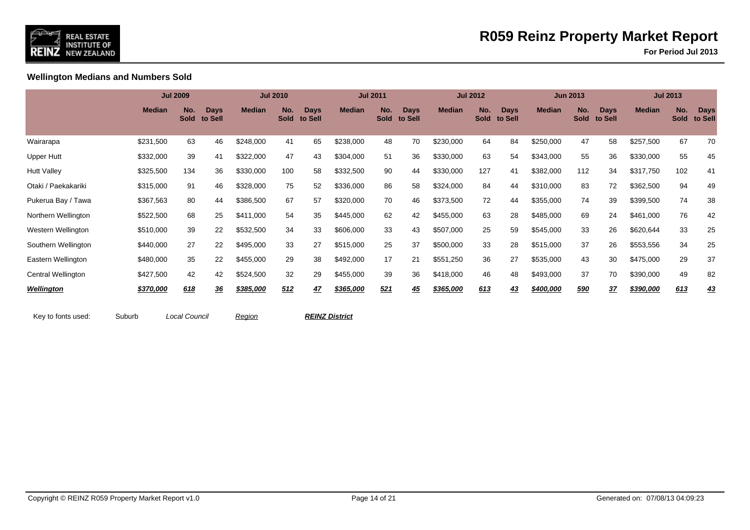# R059 Reinz Property Market Report

**For Period Jul 2013**

## Wellington Medians and Numbers Sold

| | Jul 2009 | | | Jul 2010 | | | Jul 2011 | | | Jul 2012 | | | Jun 2013 | | | Jul 2013 | | |
|---|---|---|---|---|---|---|---|---|---|---|---|---|---|---|---|---|---|---|
| | **Median** | **No. Sold** | **Days to Sell** | **Median** | **No. Sold** | **Days to Sell** | **Median** | **No. Sold** | **Days to Sell** | **Median** | **No. Sold** | **Days to Sell** | **Median** | **No. Sold** | **Days to Sell** | **Median** | **No. Sold** | **Days to Sell** |
| Wairarapa | $231,500 | 63 | 46 | $248,000 | 41 | 65 | $238,000 | 48 | 70 | $230,000 | 64 | 84 | $250,000 | 47 | 58 | $257,500 | 67 | 70 |
| Upper Hutt | $332,000 | 39 | 41 | $322,000 | 47 | 43 | $304,000 | 51 | 36 | $330,000 | 63 | 54 | $343,000 | 55 | 36 | $330,000 | 55 | 45 |
| Hutt Valley | $325,500 | 134 | 36 | $330,000 | 100 | 58 | $332,500 | 90 | 44 | $330,000 | 127 | 41 | $382,000 | 112 | 34 | $317,750 | 102 | 41 |
| Otaki / Paekakariki | $315,000 | 91 | 46 | $328,000 | 75 | 52 | $336,000 | 86 | 58 | $324,000 | 84 | 44 | $310,000 | 83 | 72 | $362,500 | 94 | 49 |
| Pukerua Bay / Tawa | $367,563 | 80 | 44 | $386,500 | 67 | 57 | $320,000 | 70 | 46 | $373,500 | 72 | 44 | $355,000 | 74 | 39 | $399,500 | 74 | 38 |
| Northern Wellington | $522,500 | 68 | 25 | $411,000 | 54 | 35 | $445,000 | 62 | 42 | $455,000 | 63 | 28 | $485,000 | 69 | 24 | $461,000 | 76 | 42 |
| Western Wellington | $510,000 | 39 | 22 | $532,500 | 34 | 33 | $606,000 | 33 | 43 | $507,000 | 25 | 59 | $545,000 | 33 | 26 | $620,644 | 33 | 25 |
| Southern Wellington | $440,000 | 27 | 22 | $495,000 | 33 | 27 | $515,000 | 25 | 37 | $500,000 | 33 | 28 | $515,000 | 37 | 26 | $553,556 | 34 | 25 |
| Eastern Wellington | $480,000 | 35 | 22 | $455,000 | 29 | 38 | $492,000 | 17 | 21 | $551,250 | 36 | 27 | $535,000 | 43 | 30 | $475,000 | 29 | 37 |
| Central Wellington | $427,500 | 42 | 42 | $524,500 | 32 | 29 | $455,000 | 39 | 36 | $418,000 | 46 | 48 | $493,000 | 37 | 70 | $390,000 | 49 | 82 |
| ***Wellington*** | ***$370,000*** | ***618*** | ***36*** | ***$385,000*** | ***512*** | ***47*** | ***$365,000*** | ***521*** | ***45*** | ***$365,000*** | ***613*** | ***43*** | ***$400,000*** | ***590*** | ***37*** | ***$390,000*** | ***613*** | ***43*** |

Key to fonts used: Suburb *Local Council* Region ***REINZ District***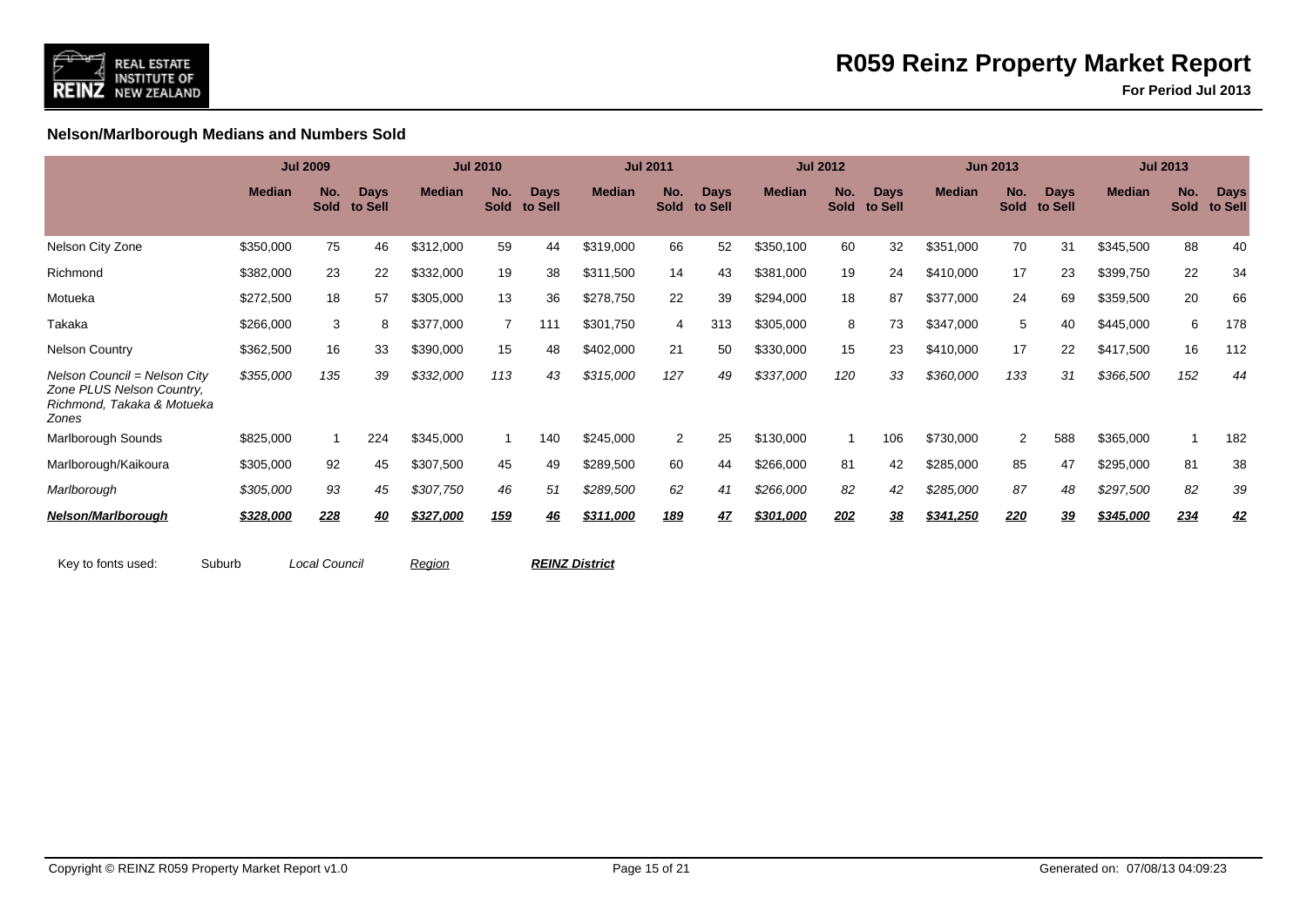## Nelson/Marlborough Medians and Numbers Sold

| | Jul 2009 | | | Jul 2010 | | | Jul 2011 | | | Jul 2012 | | | Jun 2013 | | | Jul 2013 | | |
|---|---|---|---|---|---|---|---|---|---|---|---|---|---|---|---|---|---|---|
| | **Median** | **No. Sold** | **Days to Sell** | **Median** | **No. Sold** | **Days to Sell** | **Median** | **No. Sold** | **Days to Sell** | **Median** | **No. Sold** | **Days to Sell** | **Median** | **No. Sold** | **Days to Sell** | **Median** | **No. Sold** | **Days to Sell** |
| Nelson City Zone | $350,000 | 75 | 46 | $312,000 | 59 | 44 | $319,000 | 66 | 52 | $350,100 | 60 | 32 | $351,000 | 70 | 31 | $345,500 | 88 | 40 |
| Richmond | $382,000 | 23 | 22 | $332,000 | 19 | 38 | $311,500 | 14 | 43 | $381,000 | 19 | 24 | $410,000 | 17 | 23 | $399,750 | 22 | 34 |
| Motueka | $272,500 | 18 | 57 | $305,000 | 13 | 36 | $278,750 | 22 | 39 | $294,000 | 18 | 87 | $377,000 | 24 | 69 | $359,500 | 20 | 66 |
| Takaka | $266,000 | 3 | 8 | $377,000 | 7 | 111 | $301,750 | 4 | 313 | $305,000 | 8 | 73 | $347,000 | 5 | 40 | $445,000 | 6 | 178 |
| Nelson Country | $362,500 | 16 | 33 | $390,000 | 15 | 48 | $402,000 | 21 | 50 | $330,000 | 15 | 23 | $410,000 | 17 | 22 | $417,500 | 16 | 112 |
| *Nelson Council = Nelson City Zone PLUS Nelson Country, Richmond, Takaka & Motueka Zones* | *$355,000* | *135* | *39* | *$332,000* | *113* | *43* | *$315,000* | *127* | *49* | *$337,000* | *120* | *33* | *$360,000* | *133* | *31* | *$366,500* | *152* | *44* |
| Marlborough Sounds | $825,000 | 1 | 224 | $345,000 | 1 | 140 | $245,000 | 2 | 25 | $130,000 | 1 | 106 | $730,000 | 2 | 588 | $365,000 | 1 | 182 |
| Marlborough/Kaikoura | $305,000 | 92 | 45 | $307,500 | 45 | 49 | $289,500 | 60 | 44 | $266,000 | 81 | 42 | $285,000 | 85 | 47 | $295,000 | 81 | 38 |
| *Marlborough* | *$305,000* | *93* | *45* | *$307,750* | *46* | *51* | *$289,500* | *62* | *41* | *$266,000* | *82* | *42* | *$285,000* | *87* | *48* | *$297,500* | *82* | *39* |
| ***Nelson/Marlborough*** | ***$328,000*** | ***228*** | ***40*** | ***$327,000*** | ***159*** | ***46*** | ***$311,000*** | ***189*** | ***47*** | ***$301,000*** | ***202*** | ***38*** | ***$341,250*** | ***220*** | ***39*** | ***$345,000*** | ***234*** | ***42*** |

Key to fonts used: Suburb *Local Council* Region ***REINZ District***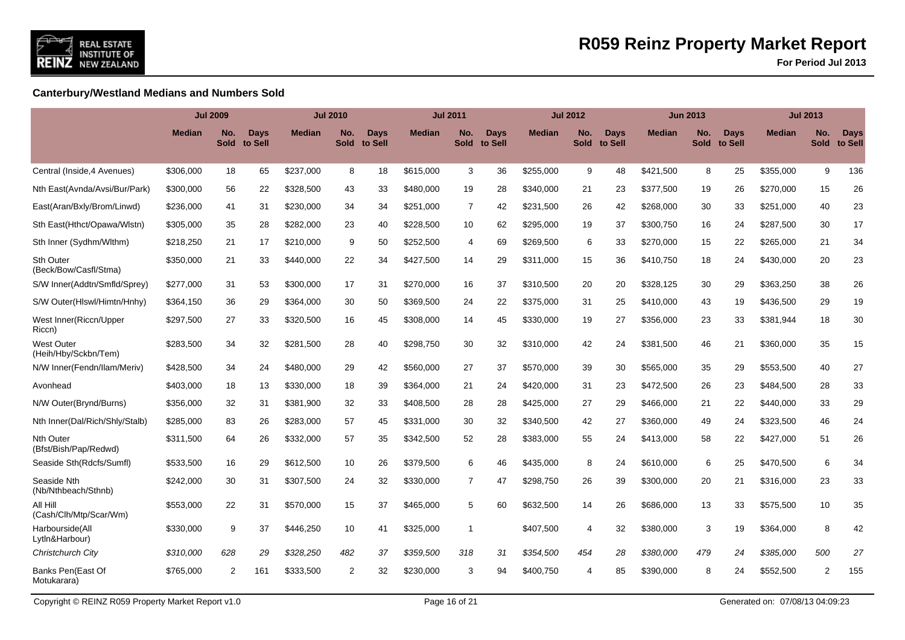## Canterbury/Westland Medians and Numbers Sold

| | Jul 2009 | | | Jul 2010 | | | Jul 2011 | | | Jul 2012 | | | Jun 2013 | | | Jul 2013 | | |
|---|---|---|---|---|---|---|---|---|---|---|---|---|---|---|---|---|---|---|
| | **Median** | **No. Sold** | **Days to Sell** | **Median** | **No. Sold** | **Days to Sell** | **Median** | **No. Sold** | **Days to Sell** | **Median** | **No. Sold** | **Days to Sell** | **Median** | **No. Sold** | **Days to Sell** | **Median** | **No. Sold** | **Days to Sell** |
| Central (Inside,4 Avenues) | $306,000 | 18 | 65 | $237,000 | 8 | 18 | $615,000 | 3 | 36 | $255,000 | 9 | 48 | $421,500 | 8 | 25 | $355,000 | 9 | 136 |
| Nth East(Avnda/Avsi/Bur/Park) | $300,000 | 56 | 22 | $328,500 | 43 | 33 | $480,000 | 19 | 28 | $340,000 | 21 | 23 | $377,500 | 19 | 26 | $270,000 | 15 | 26 |
| East(Aran/Bxly/Brom/Linwd) | $236,000 | 41 | 31 | $230,000 | 34 | 34 | $251,000 | 7 | 42 | $231,500 | 26 | 42 | $268,000 | 30 | 33 | $251,000 | 40 | 23 |
| Sth East(Hthct/Opawa/Wlstn) | $305,000 | 35 | 28 | $282,000 | 23 | 40 | $228,500 | 10 | 62 | $295,000 | 19 | 37 | $300,750 | 16 | 24 | $287,500 | 30 | 17 |
| Sth Inner (Sydhm/Wlthm) | $218,250 | 21 | 17 | $210,000 | 9 | 50 | $252,500 | 4 | 69 | $269,500 | 6 | 33 | $270,000 | 15 | 22 | $265,000 | 21 | 34 |
| Sth Outer (Beck/Bow/Casfl/Stma) | $350,000 | 21 | 33 | $440,000 | 22 | 34 | $427,500 | 14 | 29 | $311,000 | 15 | 36 | $410,750 | 18 | 24 | $430,000 | 20 | 23 |
| S/W Inner(Addtn/Smfld/Sprey) | $277,000 | 31 | 53 | $300,000 | 17 | 31 | $270,000 | 16 | 37 | $310,500 | 20 | 20 | $328,125 | 30 | 29 | $363,250 | 38 | 26 |
| S/W Outer(Hlswl/Himtn/Hnhy) | $364,150 | 36 | 29 | $364,000 | 30 | 50 | $369,500 | 24 | 22 | $375,000 | 31 | 25 | $410,000 | 43 | 19 | $436,500 | 29 | 19 |
| West Inner(Riccn/Upper Riccn) | $297,500 | 27 | 33 | $320,500 | 16 | 45 | $308,000 | 14 | 45 | $330,000 | 19 | 27 | $356,000 | 23 | 33 | $381,944 | 18 | 30 |
| West Outer (Heih/Hby/Sckbn/Tem) | $283,500 | 34 | 32 | $281,500 | 28 | 40 | $298,750 | 30 | 32 | $310,000 | 42 | 24 | $381,500 | 46 | 21 | $360,000 | 35 | 15 |
| N/W Inner(Fendn/Ilam/Meriv) | $428,500 | 34 | 24 | $480,000 | 29 | 42 | $560,000 | 27 | 37 | $570,000 | 39 | 30 | $565,000 | 35 | 29 | $553,500 | 40 | 27 |
| Avonhead | $403,000 | 18 | 13 | $330,000 | 18 | 39 | $364,000 | 21 | 24 | $420,000 | 31 | 23 | $472,500 | 26 | 23 | $484,500 | 28 | 33 |
| N/W Outer(Brynd/Burns) | $356,000 | 32 | 31 | $381,900 | 32 | 33 | $408,500 | 28 | 28 | $425,000 | 27 | 29 | $466,000 | 21 | 22 | $440,000 | 33 | 29 |
| Nth Inner(Dal/Rich/Shly/Stalb) | $285,000 | 83 | 26 | $283,000 | 57 | 45 | $331,000 | 30 | 32 | $340,500 | 42 | 27 | $360,000 | 49 | 24 | $323,500 | 46 | 24 |
| Nth Outer (Bfst/Bish/Pap/Redwd) | $311,500 | 64 | 26 | $332,000 | 57 | 35 | $342,500 | 52 | 28 | $383,000 | 55 | 24 | $413,000 | 58 | 22 | $427,000 | 51 | 26 |
| Seaside Sth(Rdcfs/Sumfl) | $533,500 | 16 | 29 | $612,500 | 10 | 26 | $379,500 | 6 | 46 | $435,000 | 8 | 24 | $610,000 | 6 | 25 | $470,500 | 6 | 34 |
| Seaside Nth (Nb/Nthbeach/Sthnb) | $242,000 | 30 | 31 | $307,500 | 24 | 32 | $330,000 | 7 | 47 | $298,750 | 26 | 39 | $300,000 | 20 | 21 | $316,000 | 23 | 33 |
| All Hill (Cash/Clh/Mtp/Scar/Wm) | $553,000 | 22 | 31 | $570,000 | 15 | 37 | $465,000 | 5 | 60 | $632,500 | 14 | 26 | $686,000 | 13 | 33 | $575,500 | 10 | 35 |
| Harbourside(All Lytln&Harbour) | $330,000 | 9 | 37 | $446,250 | 10 | 41 | $325,000 | 1 | | $407,500 | 4 | 32 | $380,000 | 3 | 19 | $364,000 | 8 | 42 |
| *Christchurch City* | *$310,000* | *628* | *29* | *$328,250* | *482* | *37* | *$359,500* | *318* | *31* | *$354,500* | *454* | *28* | *$380,000* | *479* | *24* | *$385,000* | *500* | *27* |
| Banks Pen(East Of Motukarara) | $765,000 | 2 | 161 | $333,500 | 2 | 32 | $230,000 | 3 | 94 | $400,750 | 4 | 85 | $390,000 | 8 | 24 | $552,500 | 2 | 155 |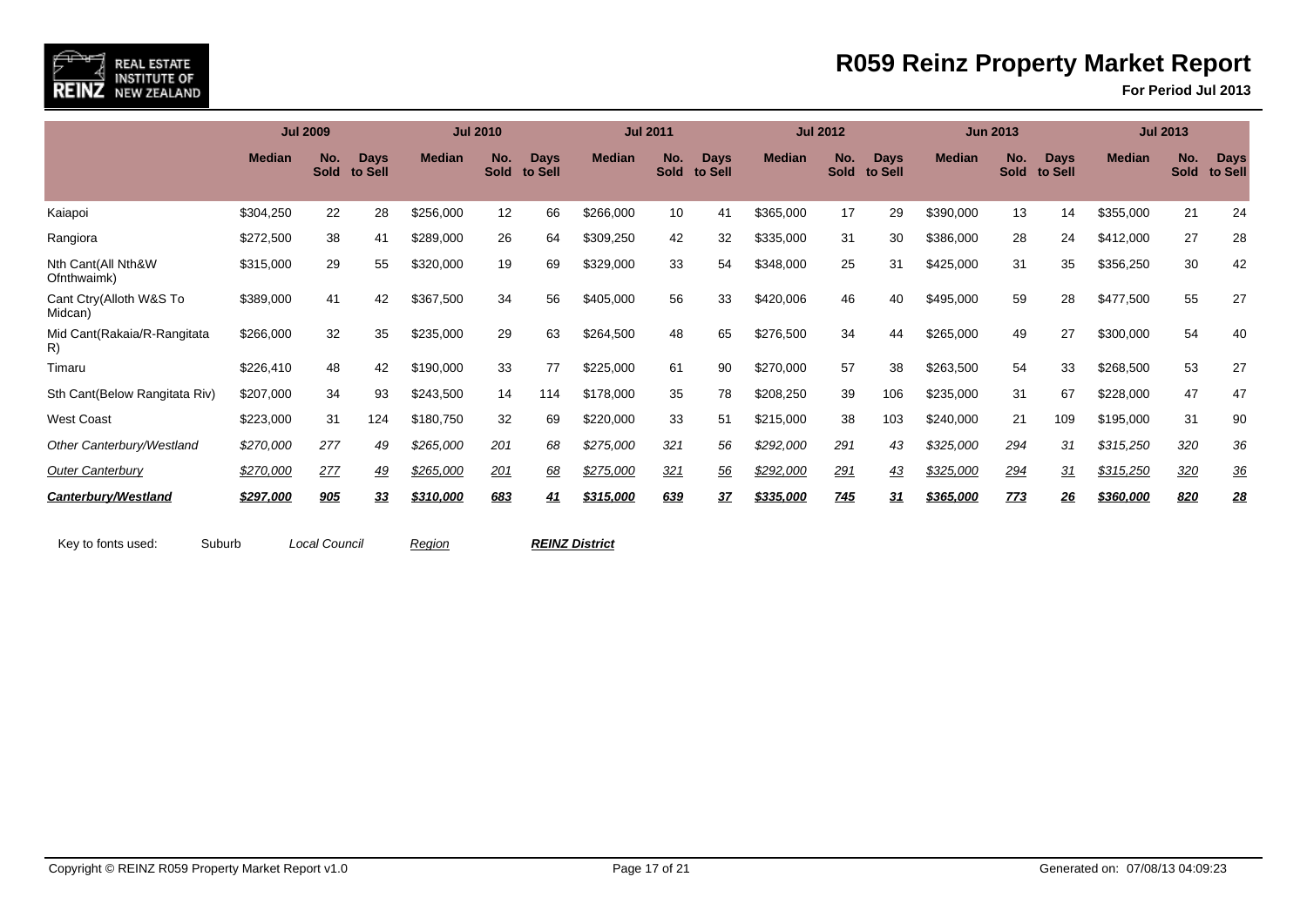# R059 Reinz Property Market Report

**For Period Jul 2013**

| | Jul 2009 | | | Jul 2010 | | | Jul 2011 | | | Jul 2012 | | | Jun 2013 | | | Jul 2013 | | |
|---|---|---|---|---|---|---|---|---|---|---|---|---|---|---|---|---|---|---|
| | **Median** | **No. Sold** | **Days to Sell** | **Median** | **No. Sold** | **Days to Sell** | **Median** | **No. Sold** | **Days to Sell** | **Median** | **No. Sold** | **Days to Sell** | **Median** | **No. Sold** | **Days to Sell** | **Median** | **No. Sold** | **Days to Sell** |
| Kaiapoi | $304,250 | 22 | 28 | $256,000 | 12 | 66 | $266,000 | 10 | 41 | $365,000 | 17 | 29 | $390,000 | 13 | 14 | $355,000 | 21 | 24 |
| Rangiora | $272,500 | 38 | 41 | $289,000 | 26 | 64 | $309,250 | 42 | 32 | $335,000 | 31 | 30 | $386,000 | 28 | 24 | $412,000 | 27 | 28 |
| Nth Cant(All Nth&W Ofnthwaimk) | $315,000 | 29 | 55 | $320,000 | 19 | 69 | $329,000 | 33 | 54 | $348,000 | 25 | 31 | $425,000 | 31 | 35 | $356,250 | 30 | 42 |
| Cant Ctry(Alloth W&S To Midcan) | $389,000 | 41 | 42 | $367,500 | 34 | 56 | $405,000 | 56 | 33 | $420,006 | 46 | 40 | $495,000 | 59 | 28 | $477,500 | 55 | 27 |
| Mid Cant(Rakaia/R-Rangitata R) | $266,000 | 32 | 35 | $235,000 | 29 | 63 | $264,500 | 48 | 65 | $276,500 | 34 | 44 | $265,000 | 49 | 27 | $300,000 | 54 | 40 |
| Timaru | $226,410 | 48 | 42 | $190,000 | 33 | 77 | $225,000 | 61 | 90 | $270,000 | 57 | 38 | $263,500 | 54 | 33 | $268,500 | 53 | 27 |
| Sth Cant(Below Rangitata Riv) | $207,000 | 34 | 93 | $243,500 | 14 | 114 | $178,000 | 35 | 78 | $208,250 | 39 | 106 | $235,000 | 31 | 67 | $228,000 | 47 | 47 |
| West Coast | $223,000 | 31 | 124 | $180,750 | 32 | 69 | $220,000 | 33 | 51 | $215,000 | 38 | 103 | $240,000 | 21 | 109 | $195,000 | 31 | 90 |
| *Other Canterbury/Westland* | *$270,000* | *277* | *49* | *$265,000* | *201* | *68* | *$275,000* | *321* | *56* | *$292,000* | *291* | *43* | *$325,000* | *294* | *31* | *$315,250* | *320* | *36* |
| *Outer Canterbury* | *$270,000* | *277* | *49* | *$265,000* | *201* | *68* | *$275,000* | *321* | *56* | *$292,000* | *291* | *43* | *$325,000* | *294* | *31* | *$315,250* | *320* | *36* |
| ***Canterbury/Westland*** | ***$297,000*** | ***905*** | ***33*** | ***$310,000*** | ***683*** | ***41*** | ***$315,000*** | ***639*** | ***37*** | ***$335,000*** | ***745*** | ***31*** | ***$365,000*** | ***773*** | ***26*** | ***$360,000*** | ***820*** | ***28*** |

Key to fonts used: Suburb *Local Council* *Region* ***REINZ District***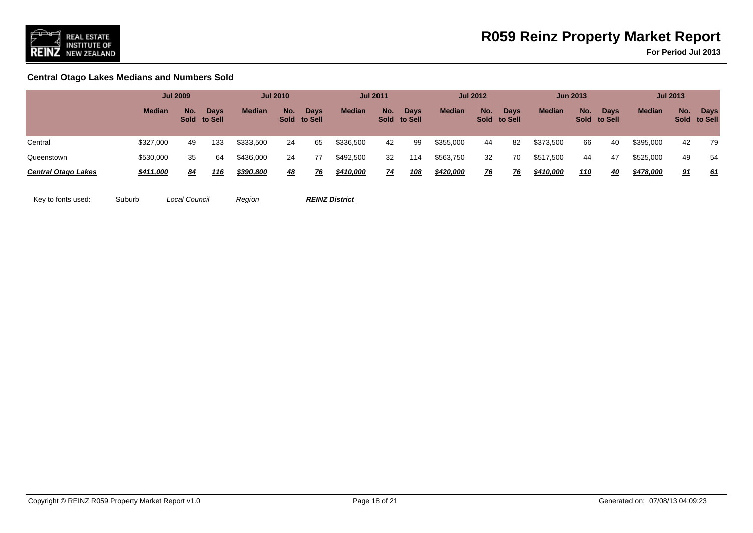## Central Otago Lakes Medians and Numbers Sold

| | Jul 2009 | | | Jul 2010 | | | Jul 2011 | | | Jul 2012 | | | Jun 2013 | | | Jul 2013 | | |
|---|---|---|---|---|---|---|---|---|---|---|---|---|---|---|---|---|---|---|
| | **Median** | **No. Sold** | **Days to Sell** | **Median** | **No. Sold** | **Days to Sell** | **Median** | **No. Sold** | **Days to Sell** | **Median** | **No. Sold** | **Days to Sell** | **Median** | **No. Sold** | **Days to Sell** | **Median** | **No. Sold** | **Days to Sell** |
| Central | $327,000 | 49 | 133 | $333,500 | 24 | 65 | $336,500 | 42 | 99 | $355,000 | 44 | 82 | $373,500 | 66 | 40 | $395,000 | 42 | 79 |
| Queenstown | $530,000 | 35 | 64 | $436,000 | 24 | 77 | $492,500 | 32 | 114 | $563,750 | 32 | 70 | $517,500 | 44 | 47 | $525,000 | 49 | 54 |
| ***Central Otago Lakes*** | ***$411,000*** | ***84*** | ***116*** | ***$390,800*** | ***48*** | ***76*** | ***$410,000*** | ***74*** | ***108*** | ***$420,000*** | ***76*** | ***76*** | ***$410,000*** | ***110*** | ***40*** | ***$478,000*** | ***91*** | ***61*** |

Key to fonts used: Suburb *Local Council* Region ***REINZ District***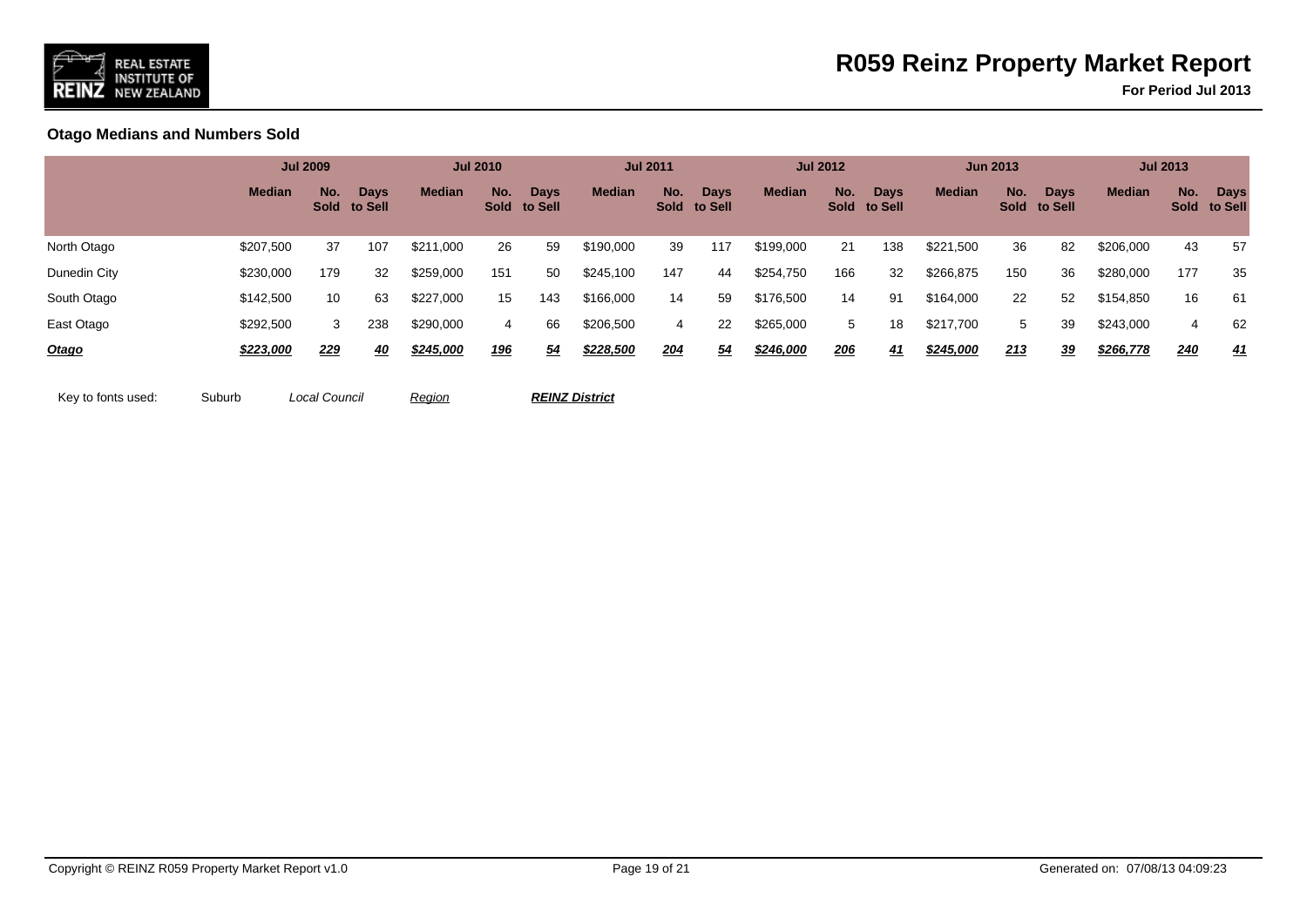## Otago Medians and Numbers Sold

| | Jul 2009 | | | Jul 2010 | | | Jul 2011 | | | Jul 2012 | | | Jun 2013 | | | Jul 2013 | | |
|---|---|---|---|---|---|---|---|---|---|---|---|---|---|---|---|---|---|---|
| | Median | No. Sold | Days to Sell | Median | No. Sold | Days to Sell | Median | No. Sold | Days to Sell | Median | No. Sold | Days to Sell | Median | No. Sold | Days to Sell | Median | No. Sold | Days to Sell |
| North Otago | $207,500 | 37 | 107 | $211,000 | 26 | 59 | $190,000 | 39 | 117 | $199,000 | 21 | 138 | $221,500 | 36 | 82 | $206,000 | 43 | 57 |
| Dunedin City | $230,000 | 179 | 32 | $259,000 | 151 | 50 | $245,100 | 147 | 44 | $254,750 | 166 | 32 | $266,875 | 150 | 36 | $280,000 | 177 | 35 |
| South Otago | $142,500 | 10 | 63 | $227,000 | 15 | 143 | $166,000 | 14 | 59 | $176,500 | 14 | 91 | $164,000 | 22 | 52 | $154,850 | 16 | 61 |
| East Otago | $292,500 | 3 | 238 | $290,000 | 4 | 66 | $206,500 | 4 | 22 | $265,000 | 5 | 18 | $217,700 | 5 | 39 | $243,000 | 4 | 62 |
| ***Otago*** | ***$223,000*** | ***229*** | ***40*** | ***$245,000*** | ***196*** | ***54*** | ***$228,500*** | ***204*** | ***54*** | ***$246,000*** | ***206*** | ***41*** | ***$245,000*** | ***213*** | ***39*** | ***$266,778*** | ***240*** | ***41*** |

Key to fonts used: Suburb *Local Council* *Region* ***REINZ District***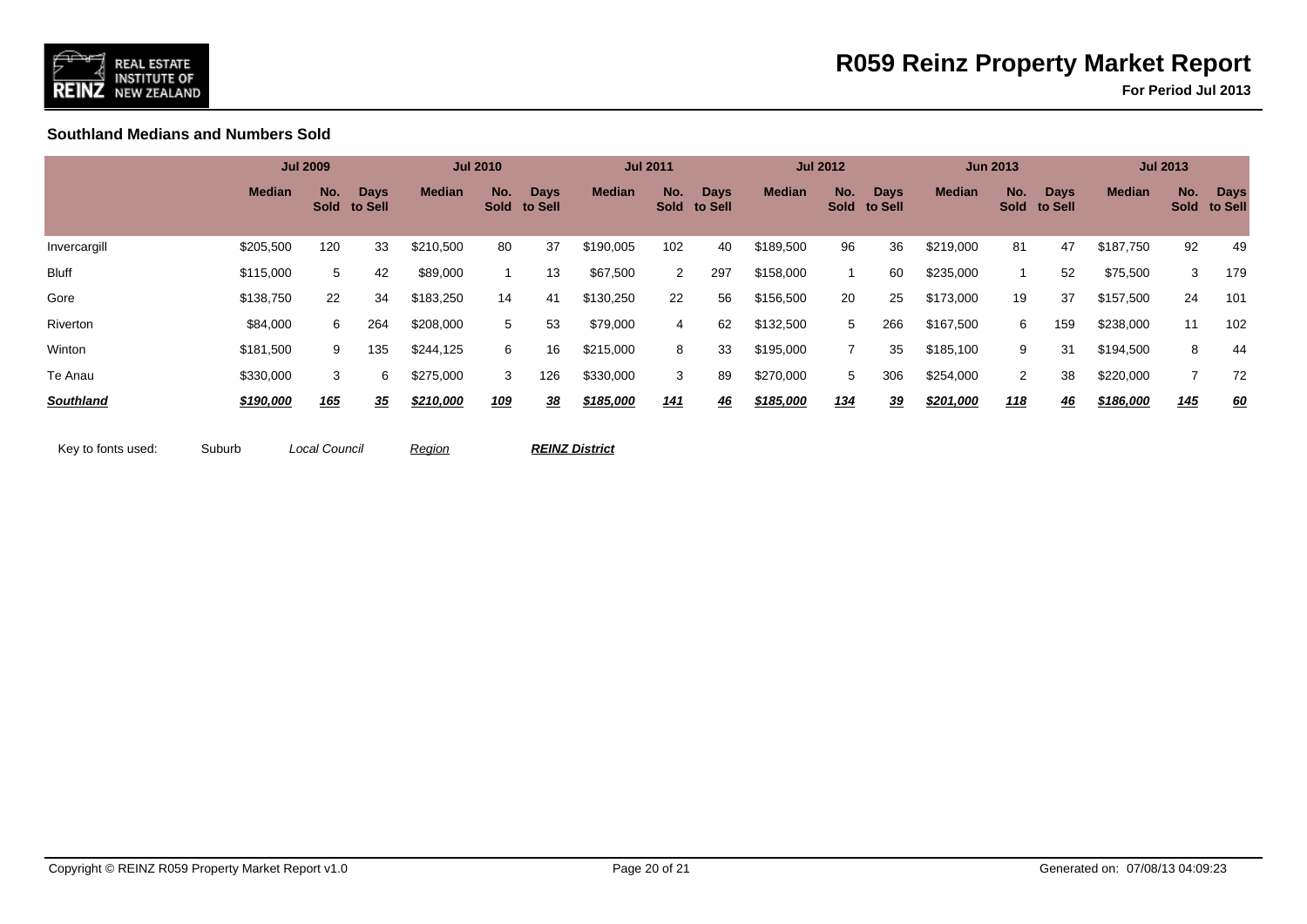# R059 Reinz Property Market Report

**For Period Jul 2013**

## Southland Medians and Numbers Sold

| | Jul 2009 | | | Jul 2010 | | | Jul 2011 | | | Jul 2012 | | | Jun 2013 | | | Jul 2013 | | |
|---|---|---|---|---|---|---|---|---|---|---|---|---|---|---|---|---|---|---|
| | **Median** | **No. Sold** | **Days to Sell** | **Median** | **No. Sold** | **Days to Sell** | **Median** | **No. Sold** | **Days to Sell** | **Median** | **No. Sold** | **Days to Sell** | **Median** | **No. Sold** | **Days to Sell** | **Median** | **No. Sold** | **Days to Sell** |
| Invercargill | $205,500 | 120 | 33 | $210,500 | 80 | 37 | $190,005 | 102 | 40 | $189,500 | 96 | 36 | $219,000 | 81 | 47 | $187,750 | 92 | 49 |
| Bluff | $115,000 | 5 | 42 | $89,000 | 1 | 13 | $67,500 | 2 | 297 | $158,000 | 1 | 60 | $235,000 | 1 | 52 | $75,500 | 3 | 179 |
| Gore | $138,750 | 22 | 34 | $183,250 | 14 | 41 | $130,250 | 22 | 56 | $156,500 | 20 | 25 | $173,000 | 19 | 37 | $157,500 | 24 | 101 |
| Riverton | $84,000 | 6 | 264 | $208,000 | 5 | 53 | $79,000 | 4 | 62 | $132,500 | 5 | 266 | $167,500 | 6 | 159 | $238,000 | 11 | 102 |
| Winton | $181,500 | 9 | 135 | $244,125 | 6 | 16 | $215,000 | 8 | 33 | $195,000 | 7 | 35 | $185,100 | 9 | 31 | $194,500 | 8 | 44 |
| Te Anau | $330,000 | 3 | 6 | $275,000 | 3 | 126 | $330,000 | 3 | 89 | $270,000 | 5 | 306 | $254,000 | 2 | 38 | $220,000 | 7 | 72 |
| ***Southland*** | ***$190,000*** | ***165*** | ***35*** | ***$210,000*** | ***109*** | ***38*** | ***$185,000*** | ***141*** | ***46*** | ***$185,000*** | ***134*** | ***39*** | ***$201,000*** | ***118*** | ***46*** | ***$186,000*** | ***145*** | ***60*** |

Key to fonts used: Suburb *Local Council* Region ***REINZ District***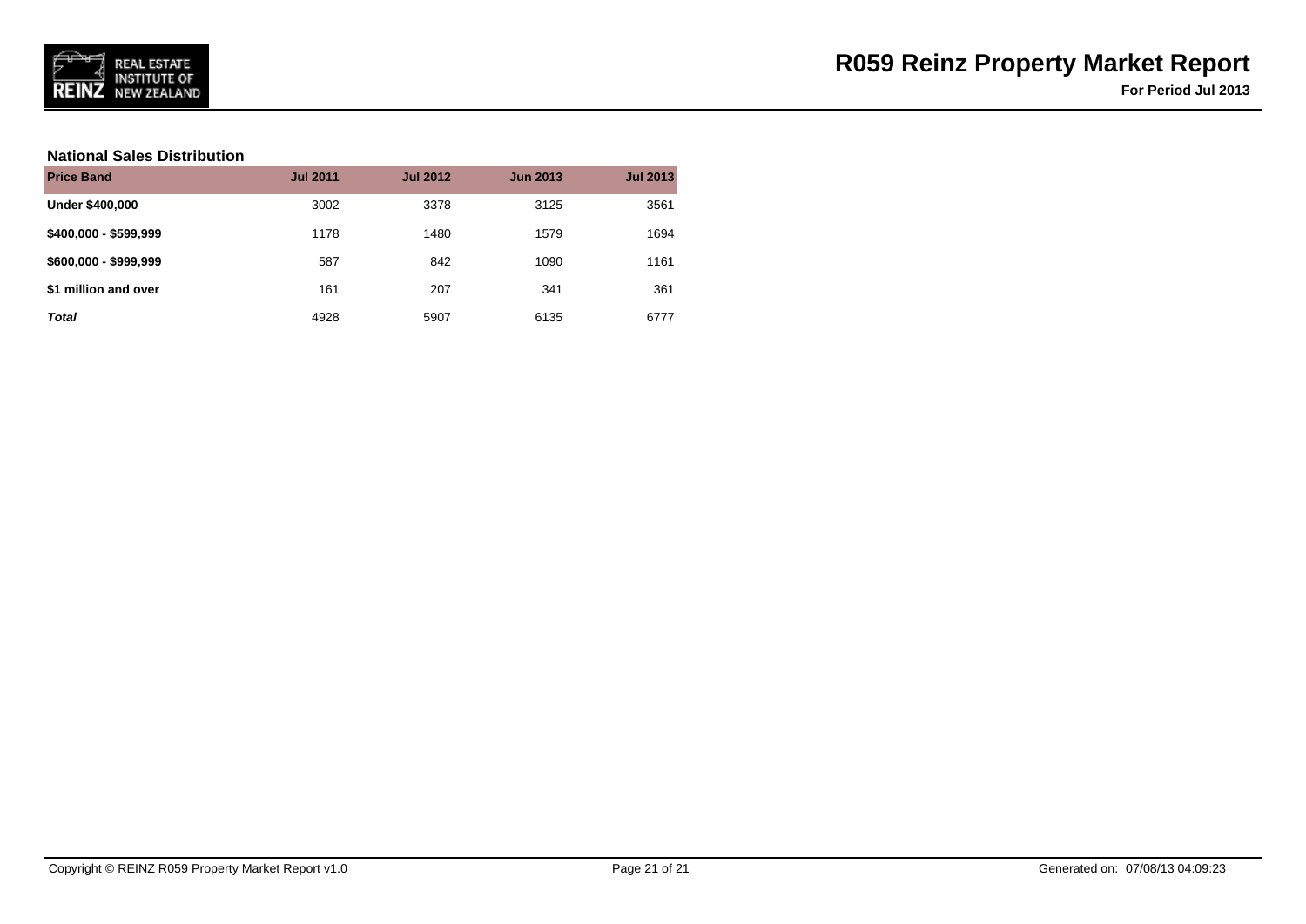### National Sales Distribution

| Price Band | Jul 2011 | Jul 2012 | Jun 2013 | Jul 2013 |
|---|---|---|---|---|
| **Under $400,000** | 3002 | 3378 | 3125 | 3561 |
| **$400,000 - $599,999** | 1178 | 1480 | 1579 | 1694 |
| **$600,000 - $999,999** | 587 | 842 | 1090 | 1161 |
| **$1 million and over** | 161 | 207 | 341 | 361 |
| ***Total*** | 4928 | 5907 | 6135 | 6777 |